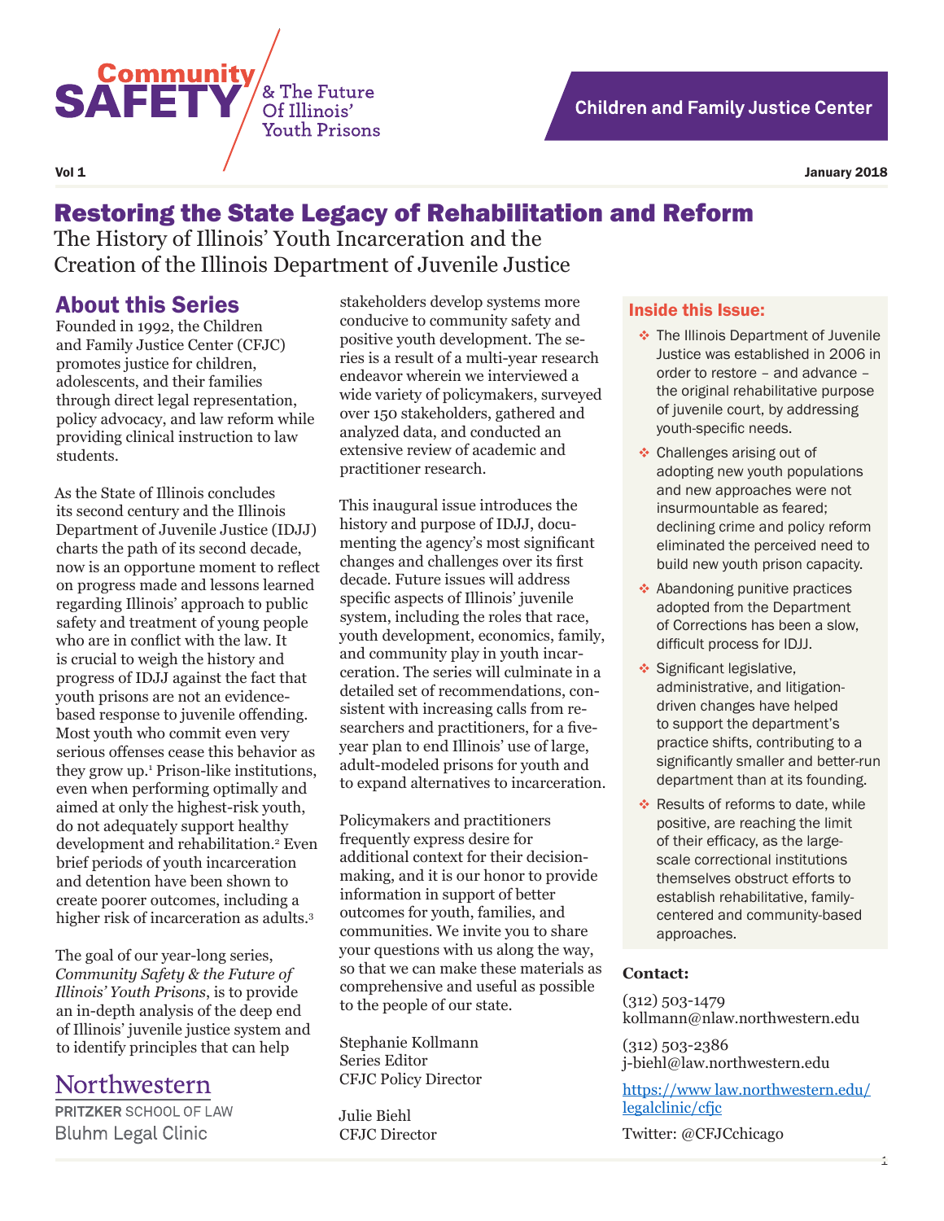# Community SAFETY & The Future Of Illinois' Youth Prisons

Children and Family Justice Center

Vol 1 January 2018

## Restoring the State Legacy of Rehabilitation and Reform

The History of Illinois' Youth Incarceration and the Creation of the Illinois Department of Juvenile Justice

### About this Series

Founded in 1992, the Children and Family Justice Center (CFJC) promotes justice for children, adolescents, and their families through direct legal representation, policy advocacy, and law reform while providing clinical instruction to law students.

As the State of Illinois concludes its second century and the Illinois Department of Juvenile Justice (IDJJ) charts the path of its second decade, now is an opportune moment to reflect on progress made and lessons learned regarding Illinois' approach to public safety and treatment of young people who are in conflict with the law. It is crucial to weigh the history and progress of IDJJ against the fact that youth prisons are not an evidence-based response to juvenile offending. Most youth who commit even very serious offenses cease this behavior as they grow up.[1] Prison-like institutions, even when performing optimally and aimed at only the highest-risk youth, do not adequately support healthy development and rehabilitation.[2] Even brief periods of youth incarceration and detention have been shown to create poorer outcomes, including a higher risk of incarceration as adults.[3]

The goal of our year-long series, *Community Safety & the Future of Illinois' Youth Prisons*, is to provide an in-depth analysis of the deep end of Illinois' juvenile justice system and to identify principles that can help stakeholders develop systems more conducive to community safety and positive youth development. The series is a result of a multi-year research endeavor wherein we interviewed a wide variety of policymakers, surveyed over 150 stakeholders, gathered and analyzed data, and conducted an extensive review of academic and practitioner research.

This inaugural issue introduces the history and purpose of IDJJ, documenting the agency's most significant changes and challenges over its first decade. Future issues will address specific aspects of Illinois' juvenile system, including the roles that race, youth development, economics, family, and community play in youth incarceration. The series will culminate in a detailed set of recommendations, consistent with increasing calls from researchers and practitioners, for a five-year plan to end Illinois' use of large, adult-modeled prisons for youth and to expand alternatives to incarceration.

Policymakers and practitioners frequently express desire for additional context for their decision-making, and it is our honor to provide information in support of better outcomes for youth, families, and communities. We invite you to share your questions with us along the way, so that we can make these materials as comprehensive and useful as possible to the people of our state.

Stephanie Kollmann
Series Editor
CFJC Policy Director

Julie Biehl
CFJC Director

Northwestern
PRITZKER SCHOOL OF LAW
Bluhm Legal Clinic

### Inside this Issue:

- The Illinois Department of Juvenile Justice was established in 2006 in order to restore – and advance – the original rehabilitative purpose of juvenile court, by addressing youth-specific needs.
- Challenges arising out of adopting new youth populations and new approaches were not insurmountable as feared; declining crime and policy reform eliminated the perceived need to build new youth prison capacity.
- Abandoning punitive practices adopted from the Department of Corrections has been a slow, difficult process for IDJJ.
- Significant legislative, administrative, and litigation-driven changes have helped to support the department's practice shifts, contributing to a significantly smaller and better-run department than at its founding.
- Results of reforms to date, while positive, are reaching the limit of their efficacy, as the large-scale correctional institutions themselves obstruct efforts to establish rehabilitative, family-centered and community-based approaches.

**Contact:**

(312) 503-1479
kollmann@nlaw.northwestern.edu

(312) 503-2386
j-biehl@law.northwestern.edu

https://www.law.northwestern.edu/legalclinic/cfjc

Twitter: @CFJCchicago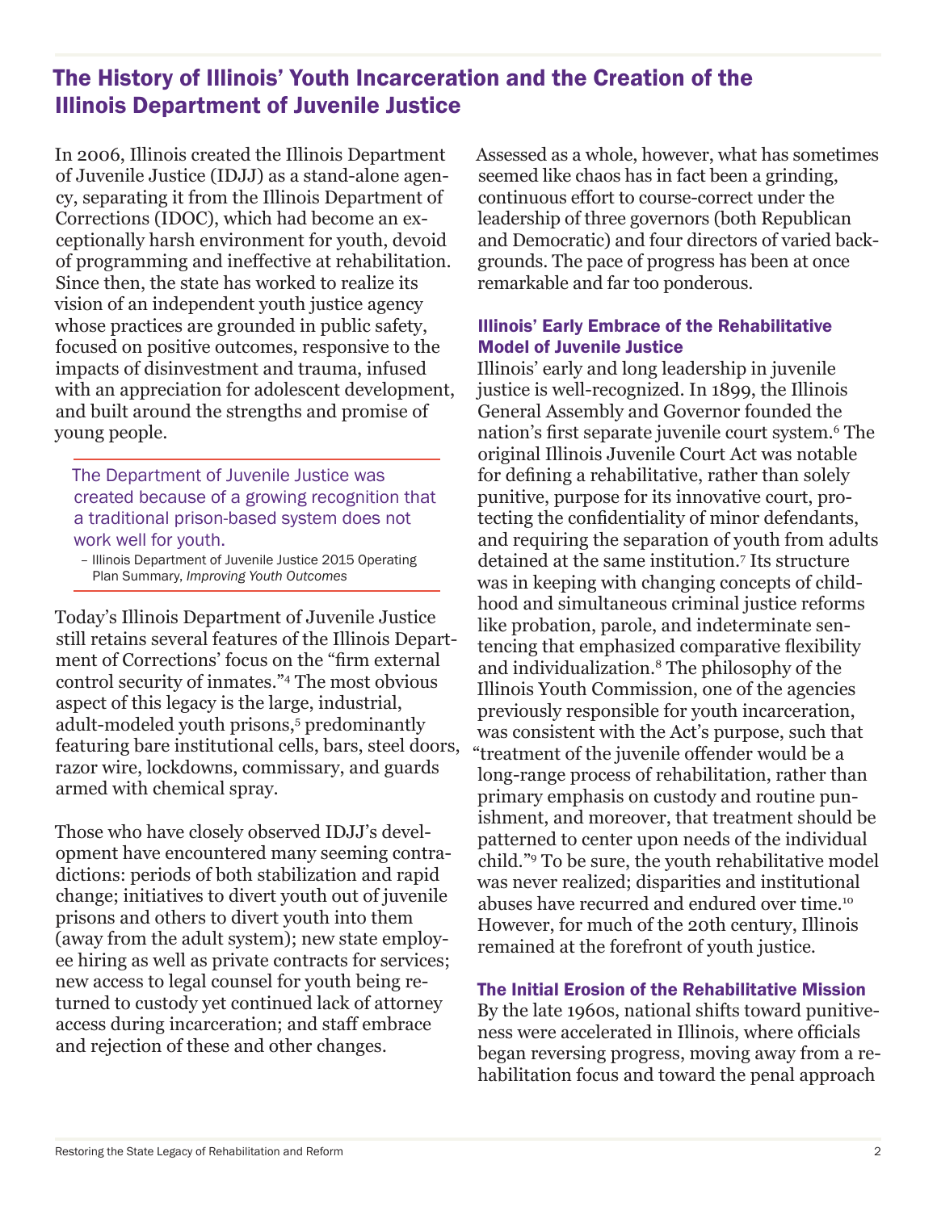## The History of Illinois' Youth Incarceration and the Creation of the Illinois Department of Juvenile Justice

In 2006, Illinois created the Illinois Department of Juvenile Justice (IDJJ) as a stand-alone agency, separating it from the Illinois Department of Corrections (IDOC), which had become an exceptionally harsh environment for youth, devoid of programming and ineffective at rehabilitation. Since then, the state has worked to realize its vision of an independent youth justice agency whose practices are grounded in public safety, focused on positive outcomes, responsive to the impacts of disinvestment and trauma, infused with an appreciation for adolescent development, and built around the strengths and promise of young people.

> The Department of Juvenile Justice was created because of a growing recognition that a traditional prison-based system does not work well for youth.
>
> – Illinois Department of Juvenile Justice 2015 Operating Plan Summary, *Improving Youth Outcomes*

Today's Illinois Department of Juvenile Justice still retains several features of the Illinois Department of Corrections' focus on the "firm external control security of inmates."[4] The most obvious aspect of this legacy is the large, industrial, adult-modeled youth prisons,[5] predominantly featuring bare institutional cells, bars, steel doors, razor wire, lockdowns, commissary, and guards armed with chemical spray.

Those who have closely observed IDJJ's development have encountered many seeming contradictions: periods of both stabilization and rapid change; initiatives to divert youth out of juvenile prisons and others to divert youth into them (away from the adult system); new state employee hiring as well as private contracts for services; new access to legal counsel for youth being returned to custody yet continued lack of attorney access during incarceration; and staff embrace and rejection of these and other changes.

Assessed as a whole, however, what has sometimes seemed like chaos has in fact been a grinding, continuous effort to course-correct under the leadership of three governors (both Republican and Democratic) and four directors of varied backgrounds. The pace of progress has been at once remarkable and far too ponderous.

### Illinois' Early Embrace of the Rehabilitative Model of Juvenile Justice

Illinois' early and long leadership in juvenile justice is well-recognized. In 1899, the Illinois General Assembly and Governor founded the nation's first separate juvenile court system.[6] The original Illinois Juvenile Court Act was notable for defining a rehabilitative, rather than solely punitive, purpose for its innovative court, protecting the confidentiality of minor defendants, and requiring the separation of youth from adults detained at the same institution.[7] Its structure was in keeping with changing concepts of childhood and simultaneous criminal justice reforms like probation, parole, and indeterminate sentencing that emphasized comparative flexibility and individualization.[8] The philosophy of the Illinois Youth Commission, one of the agencies previously responsible for youth incarceration, was consistent with the Act's purpose, such that "treatment of the juvenile offender would be a long-range process of rehabilitation, rather than primary emphasis on custody and routine punishment, and moreover, that treatment should be patterned to center upon needs of the individual child."[9] To be sure, the youth rehabilitative model was never realized; disparities and institutional abuses have recurred and endured over time.[10] However, for much of the 20th century, Illinois remained at the forefront of youth justice.

### The Initial Erosion of the Rehabilitative Mission

By the late 1960s, national shifts toward punitiveness were accelerated in Illinois, where officials began reversing progress, moving away from a rehabilitation focus and toward the penal approach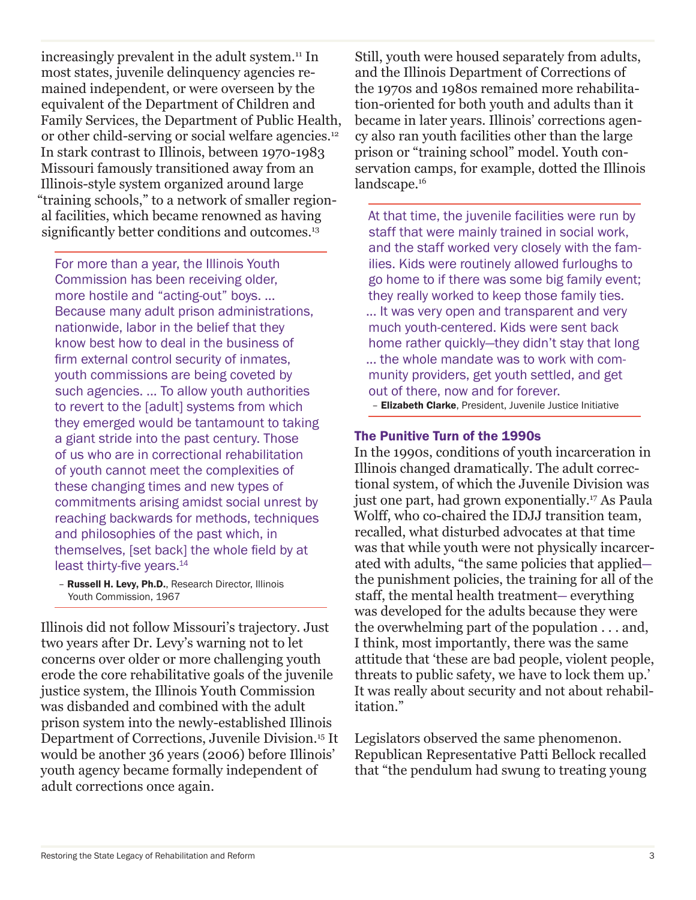increasingly prevalent in the adult system.[11] In most states, juvenile delinquency agencies remained independent, or were overseen by the equivalent of the Department of Children and Family Services, the Department of Public Health, or other child-serving or social welfare agencies.[12] In stark contrast to Illinois, between 1970-1983 Missouri famously transitioned away from an Illinois-style system organized around large "training schools," to a network of smaller regional facilities, which became renowned as having significantly better conditions and outcomes.[13]

> For more than a year, the Illinois Youth Commission has been receiving older, more hostile and "acting-out" boys. ... Because many adult prison administrations, nationwide, labor in the belief that they know best how to deal in the business of firm external control security of inmates, youth commissions are being coveted by such agencies. ... To allow youth authorities to revert to the [adult] systems from which they emerged would be tantamount to taking a giant stride into the past century. Those of us who are in correctional rehabilitation of youth cannot meet the complexities of these changing times and new types of commitments arising amidst social unrest by reaching backwards for methods, techniques and philosophies of the past which, in themselves, [set back] the whole field by at least thirty-five years.[14]
>
> – **Russell H. Levy, Ph.D.**, Research Director, Illinois Youth Commission, 1967

Illinois did not follow Missouri's trajectory. Just two years after Dr. Levy's warning not to let concerns over older or more challenging youth erode the core rehabilitative goals of the juvenile justice system, the Illinois Youth Commission was disbanded and combined with the adult prison system into the newly-established Illinois Department of Corrections, Juvenile Division.[15] It would be another 36 years (2006) before Illinois' youth agency became formally independent of adult corrections once again.

Still, youth were housed separately from adults, and the Illinois Department of Corrections of the 1970s and 1980s remained more rehabilitation-oriented for both youth and adults than it became in later years. Illinois' corrections agency also ran youth facilities other than the large prison or "training school" model. Youth conservation camps, for example, dotted the Illinois landscape.[16]

> At that time, the juvenile facilities were run by staff that were mainly trained in social work, and the staff worked very closely with the families. Kids were routinely allowed furloughs to go home to if there was some big family event; they really worked to keep those family ties. ... It was very open and transparent and very much youth-centered. Kids were sent back home rather quickly—they didn't stay that long ... the whole mandate was to work with community providers, get youth settled, and get out of there, now and for forever.
>
> – **Elizabeth Clarke**, President, Juvenile Justice Initiative

## The Punitive Turn of the 1990s

In the 1990s, conditions of youth incarceration in Illinois changed dramatically. The adult correctional system, of which the Juvenile Division was just one part, had grown exponentially.[17] As Paula Wolff, who co-chaired the IDJJ transition team, recalled, what disturbed advocates at that time was that while youth were not physically incarcerated with adults, "the same policies that applied—the punishment policies, the training for all of the staff, the mental health treatment— everything was developed for the adults because they were the overwhelming part of the population . . . and, I think, most importantly, there was the same attitude that 'these are bad people, violent people, threats to public safety, we have to lock them up.' It was really about security and not about rehabilitation."

Legislators observed the same phenomenon. Republican Representative Patti Bellock recalled that "the pendulum had swung to treating young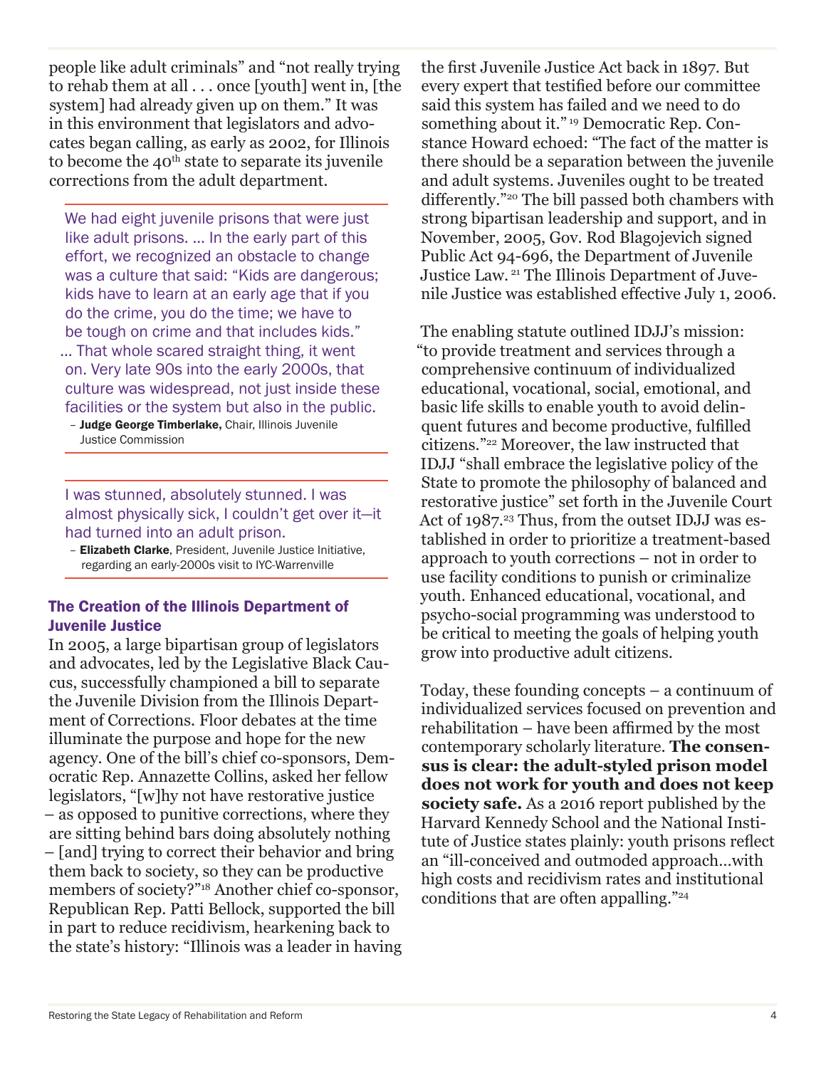people like adult criminals" and "not really trying to rehab them at all . . . once [youth] went in, [the system] had already given up on them." It was in this environment that legislators and advocates began calling, as early as 2002, for Illinois to become the 40th state to separate its juvenile corrections from the adult department.

> We had eight juvenile prisons that were just like adult prisons. ... In the early part of this effort, we recognized an obstacle to change was a culture that said: "Kids are dangerous; kids have to learn at an early age that if you do the crime, you do the time; we have to be tough on crime and that includes kids." ... That whole scared straight thing, it went on. Very late 90s into the early 2000s, that culture was widespread, not just inside these facilities or the system but also in the public.
>
> – **Judge George Timberlake,** Chair, Illinois Juvenile Justice Commission

> I was stunned, absolutely stunned. I was almost physically sick, I couldn't get over it—it had turned into an adult prison.
>
> – **Elizabeth Clarke**, President, Juvenile Justice Initiative, regarding an early-2000s visit to IYC-Warrenville

### The Creation of the Illinois Department of Juvenile Justice

In 2005, a large bipartisan group of legislators and advocates, led by the Legislative Black Caucus, successfully championed a bill to separate the Juvenile Division from the Illinois Department of Corrections. Floor debates at the time illuminate the purpose and hope for the new agency. One of the bill's chief co-sponsors, Democratic Rep. Annazette Collins, asked her fellow legislators, "[w]hy not have restorative justice – as opposed to punitive corrections, where they are sitting behind bars doing absolutely nothing – [and] trying to correct their behavior and bring them back to society, so they can be productive members of society?"[18] Another chief co-sponsor, Republican Rep. Patti Bellock, supported the bill in part to reduce recidivism, hearkening back to the state's history: "Illinois was a leader in having the first Juvenile Justice Act back in 1897. But every expert that testified before our committee said this system has failed and we need to do something about it." [19] Democratic Rep. Constance Howard echoed: "The fact of the matter is there should be a separation between the juvenile and adult systems. Juveniles ought to be treated differently."[20] The bill passed both chambers with strong bipartisan leadership and support, and in November, 2005, Gov. Rod Blagojevich signed Public Act 94-696, the Department of Juvenile Justice Law. [21] The Illinois Department of Juvenile Justice was established effective July 1, 2006.

The enabling statute outlined IDJJ's mission: "to provide treatment and services through a comprehensive continuum of individualized educational, vocational, social, emotional, and basic life skills to enable youth to avoid delinquent futures and become productive, fulfilled citizens."[22] Moreover, the law instructed that IDJJ "shall embrace the legislative policy of the State to promote the philosophy of balanced and restorative justice" set forth in the Juvenile Court Act of 1987.[23] Thus, from the outset IDJJ was established in order to prioritize a treatment-based approach to youth corrections – not in order to use facility conditions to punish or criminalize youth. Enhanced educational, vocational, and psycho-social programming was understood to be critical to meeting the goals of helping youth grow into productive adult citizens.

Today, these founding concepts – a continuum of individualized services focused on prevention and rehabilitation – have been affirmed by the most contemporary scholarly literature. **The consensus is clear: the adult-styled prison model does not work for youth and does not keep society safe.** As a 2016 report published by the Harvard Kennedy School and the National Institute of Justice states plainly: youth prisons reflect an "ill-conceived and outmoded approach…with high costs and recidivism rates and institutional conditions that are often appalling."[24]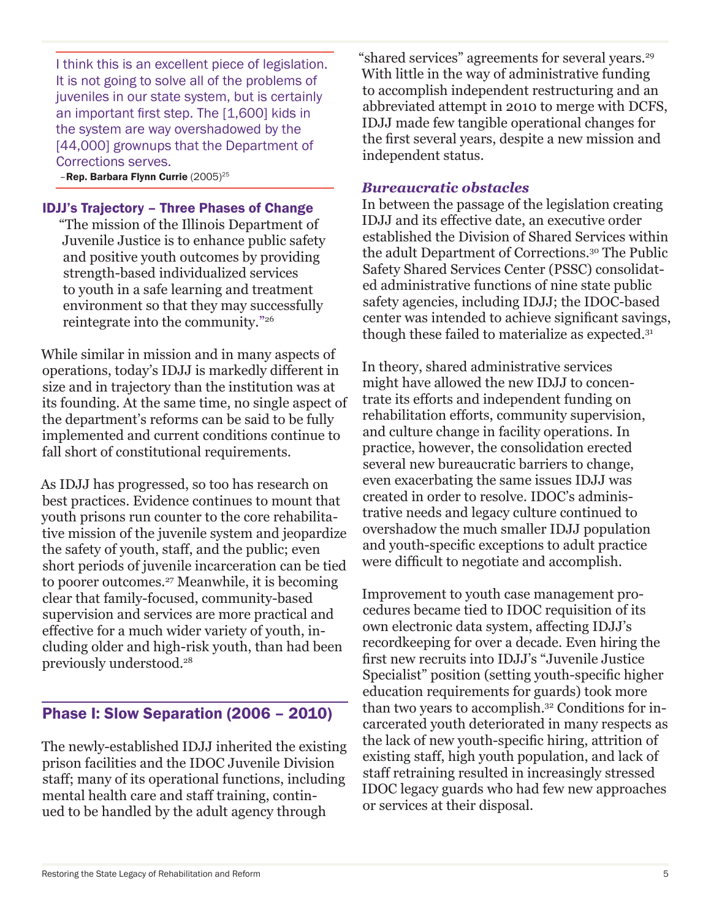I think this is an excellent piece of legislation. It is not going to solve all of the problems of juveniles in our state system, but is certainly an important first step. The [1,600] kids in the system are way overshadowed by the [44,000] grownups that the Department of Corrections serves.

–**Rep. Barbara Flynn Currie** (2005)[25]

### IDJJ's Trajectory – Three Phases of Change

"The mission of the Illinois Department of Juvenile Justice is to enhance public safety and positive youth outcomes by providing strength-based individualized services to youth in a safe learning and treatment environment so that they may successfully reintegrate into the community."[26]

While similar in mission and in many aspects of operations, today's IDJJ is markedly different in size and in trajectory than the institution was at its founding. At the same time, no single aspect of the department's reforms can be said to be fully implemented and current conditions continue to fall short of constitutional requirements.

As IDJJ has progressed, so too has research on best practices. Evidence continues to mount that youth prisons run counter to the core rehabilitative mission of the juvenile system and jeopardize the safety of youth, staff, and the public; even short periods of juvenile incarceration can be tied to poorer outcomes.[27] Meanwhile, it is becoming clear that family-focused, community-based supervision and services are more practical and effective for a much wider variety of youth, including older and high-risk youth, than had been previously understood.[28]

## Phase I: Slow Separation (2006 – 2010)

The newly-established IDJJ inherited the existing prison facilities and the IDOC Juvenile Division staff; many of its operational functions, including mental health care and staff training, continued to be handled by the adult agency through "shared services" agreements for several years.[29] With little in the way of administrative funding to accomplish independent restructuring and an abbreviated attempt in 2010 to merge with DCFS, IDJJ made few tangible operational changes for the first several years, despite a new mission and independent status.

### *Bureaucratic obstacles*

In between the passage of the legislation creating IDJJ and its effective date, an executive order established the Division of Shared Services within the adult Department of Corrections.[30] The Public Safety Shared Services Center (PSSC) consolidated administrative functions of nine state public safety agencies, including IDJJ; the IDOC-based center was intended to achieve significant savings, though these failed to materialize as expected.[31]

In theory, shared administrative services might have allowed the new IDJJ to concentrate its efforts and independent funding on rehabilitation efforts, community supervision, and culture change in facility operations. In practice, however, the consolidation erected several new bureaucratic barriers to change, even exacerbating the same issues IDJJ was created in order to resolve. IDOC's administrative needs and legacy culture continued to overshadow the much smaller IDJJ population and youth-specific exceptions to adult practice were difficult to negotiate and accomplish.

Improvement to youth case management procedures became tied to IDOC requisition of its own electronic data system, affecting IDJJ's recordkeeping for over a decade. Even hiring the first new recruits into IDJJ's "Juvenile Justice Specialist" position (setting youth-specific higher education requirements for guards) took more than two years to accomplish.[32] Conditions for incarcerated youth deteriorated in many respects as the lack of new youth-specific hiring, attrition of existing staff, high youth population, and lack of staff retraining resulted in increasingly stressed IDOC legacy guards who had few new approaches or services at their disposal.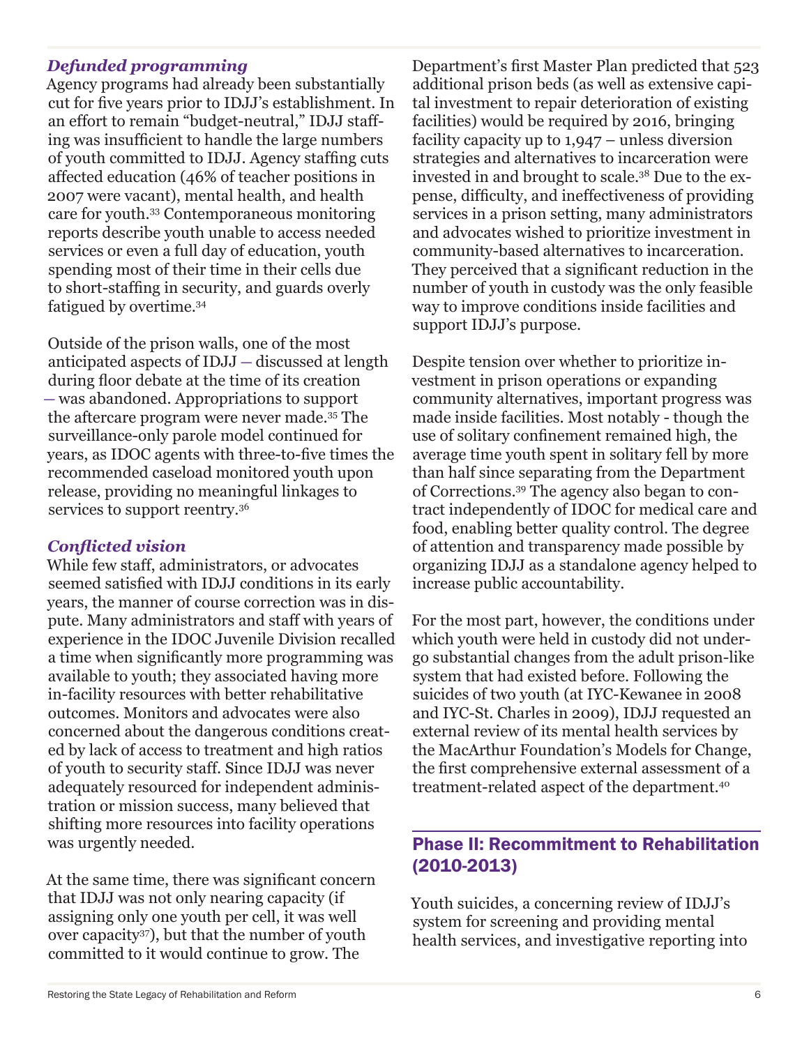### *Defunded programming*

Agency programs had already been substantially cut for five years prior to IDJJ's establishment. In an effort to remain "budget-neutral," IDJJ staffing was insufficient to handle the large numbers of youth committed to IDJJ. Agency staffing cuts affected education (46% of teacher positions in 2007 were vacant), mental health, and health care for youth.[33] Contemporaneous monitoring reports describe youth unable to access needed services or even a full day of education, youth spending most of their time in their cells due to short-staffing in security, and guards overly fatigued by overtime.[34]

Outside of the prison walls, one of the most anticipated aspects of IDJJ – discussed at length during floor debate at the time of its creation – was abandoned. Appropriations to support the aftercare program were never made.[35] The surveillance-only parole model continued for years, as IDOC agents with three-to-five times the recommended caseload monitored youth upon release, providing no meaningful linkages to services to support reentry.[36]

### *Conflicted vision*

While few staff, administrators, or advocates seemed satisfied with IDJJ conditions in its early years, the manner of course correction was in dispute. Many administrators and staff with years of experience in the IDOC Juvenile Division recalled a time when significantly more programming was available to youth; they associated having more in-facility resources with better rehabilitative outcomes. Monitors and advocates were also concerned about the dangerous conditions created by lack of access to treatment and high ratios of youth to security staff. Since IDJJ was never adequately resourced for independent administration or mission success, many believed that shifting more resources into facility operations was urgently needed.

At the same time, there was significant concern that IDJJ was not only nearing capacity (if assigning only one youth per cell, it was well over capacity[37]), but that the number of youth committed to it would continue to grow. The Department's first Master Plan predicted that 523 additional prison beds (as well as extensive capital investment to repair deterioration of existing facilities) would be required by 2016, bringing facility capacity up to 1,947 – unless diversion strategies and alternatives to incarceration were invested in and brought to scale.[38] Due to the expense, difficulty, and ineffectiveness of providing services in a prison setting, many administrators and advocates wished to prioritize investment in community-based alternatives to incarceration. They perceived that a significant reduction in the number of youth in custody was the only feasible way to improve conditions inside facilities and support IDJJ's purpose.

Despite tension over whether to prioritize investment in prison operations or expanding community alternatives, important progress was made inside facilities. Most notably - though the use of solitary confinement remained high, the average time youth spent in solitary fell by more than half since separating from the Department of Corrections.[39] The agency also began to contract independently of IDOC for medical care and food, enabling better quality control. The degree of attention and transparency made possible by organizing IDJJ as a standalone agency helped to increase public accountability.

For the most part, however, the conditions under which youth were held in custody did not undergo substantial changes from the adult prison-like system that had existed before. Following the suicides of two youth (at IYC-Kewanee in 2008 and IYC-St. Charles in 2009), IDJJ requested an external review of its mental health services by the MacArthur Foundation's Models for Change, the first comprehensive external assessment of a treatment-related aspect of the department.[40]

## Phase II: Recommitment to Rehabilitation (2010-2013)

Youth suicides, a concerning review of IDJJ's system for screening and providing mental health services, and investigative reporting into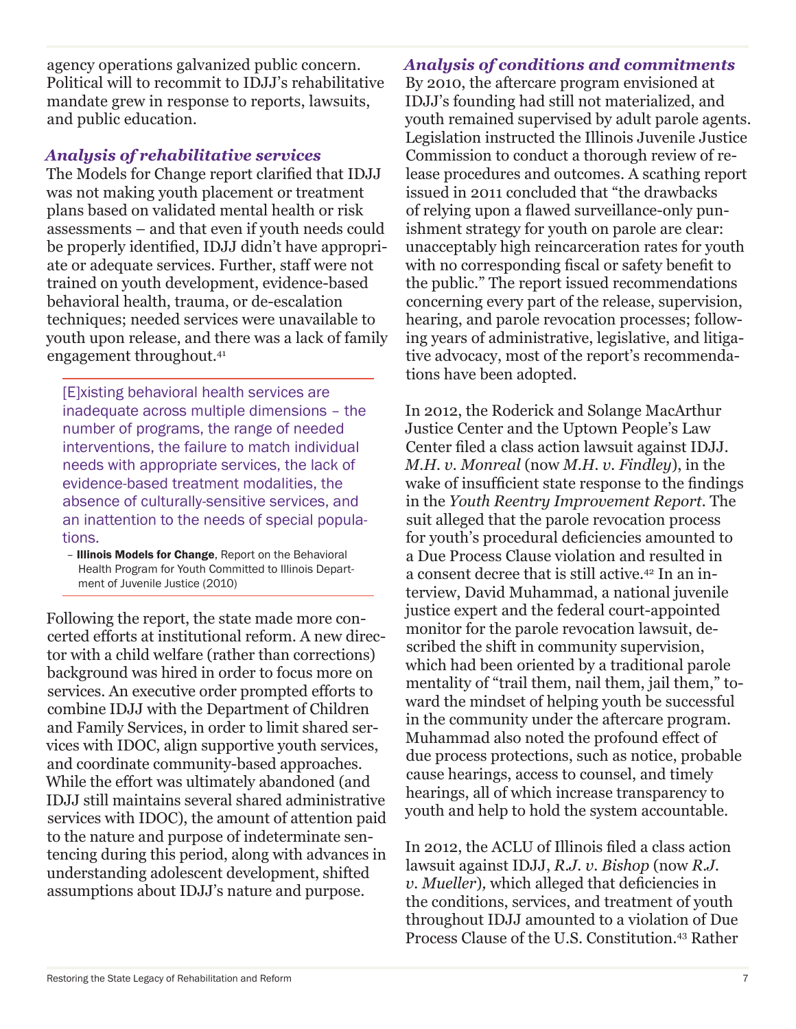agency operations galvanized public concern. Political will to recommit to IDJJ's rehabilitative mandate grew in response to reports, lawsuits, and public education.

### *Analysis of rehabilitative services*

The Models for Change report clarified that IDJJ was not making youth placement or treatment plans based on validated mental health or risk assessments – and that even if youth needs could be properly identified, IDJJ didn't have appropriate or adequate services. Further, staff were not trained on youth development, evidence-based behavioral health, trauma, or de-escalation techniques; needed services were unavailable to youth upon release, and there was a lack of family engagement throughout.[41]

> [E]xisting behavioral health services are inadequate across multiple dimensions – the number of programs, the range of needed interventions, the failure to match individual needs with appropriate services, the lack of evidence-based treatment modalities, the absence of culturally-sensitive services, and an inattention to the needs of special populations.
>
> – **Illinois Models for Change**, Report on the Behavioral Health Program for Youth Committed to Illinois Department of Juvenile Justice (2010)

Following the report, the state made more concerted efforts at institutional reform. A new director with a child welfare (rather than corrections) background was hired in order to focus more on services. An executive order prompted efforts to combine IDJJ with the Department of Children and Family Services, in order to limit shared services with IDOC, align supportive youth services, and coordinate community-based approaches. While the effort was ultimately abandoned (and IDJJ still maintains several shared administrative services with IDOC), the amount of attention paid to the nature and purpose of indeterminate sentencing during this period, along with advances in understanding adolescent development, shifted assumptions about IDJJ's nature and purpose.

### *Analysis of conditions and commitments*

By 2010, the aftercare program envisioned at IDJJ's founding had still not materialized, and youth remained supervised by adult parole agents. Legislation instructed the Illinois Juvenile Justice Commission to conduct a thorough review of release procedures and outcomes. A scathing report issued in 2011 concluded that "the drawbacks of relying upon a flawed surveillance-only punishment strategy for youth on parole are clear: unacceptably high reincarceration rates for youth with no corresponding fiscal or safety benefit to the public." The report issued recommendations concerning every part of the release, supervision, hearing, and parole revocation processes; following years of administrative, legislative, and litigative advocacy, most of the report's recommendations have been adopted.

In 2012, the Roderick and Solange MacArthur Justice Center and the Uptown People's Law Center filed a class action lawsuit against IDJJ. *M.H. v. Monreal* (now *M.H. v. Findley*), in the wake of insufficient state response to the findings in the *Youth Reentry Improvement Report*. The suit alleged that the parole revocation process for youth's procedural deficiencies amounted to a Due Process Clause violation and resulted in a consent decree that is still active.[42] In an interview, David Muhammad, a national juvenile justice expert and the federal court-appointed monitor for the parole revocation lawsuit, described the shift in community supervision, which had been oriented by a traditional parole mentality of "trail them, nail them, jail them," toward the mindset of helping youth be successful in the community under the aftercare program. Muhammad also noted the profound effect of due process protections, such as notice, probable cause hearings, access to counsel, and timely hearings, all of which increase transparency to youth and help to hold the system accountable.

In 2012, the ACLU of Illinois filed a class action lawsuit against IDJJ, *R.J. v. Bishop* (now *R.J. v. Mueller*), which alleged that deficiencies in the conditions, services, and treatment of youth throughout IDJJ amounted to a violation of Due Process Clause of the U.S. Constitution.[43] Rather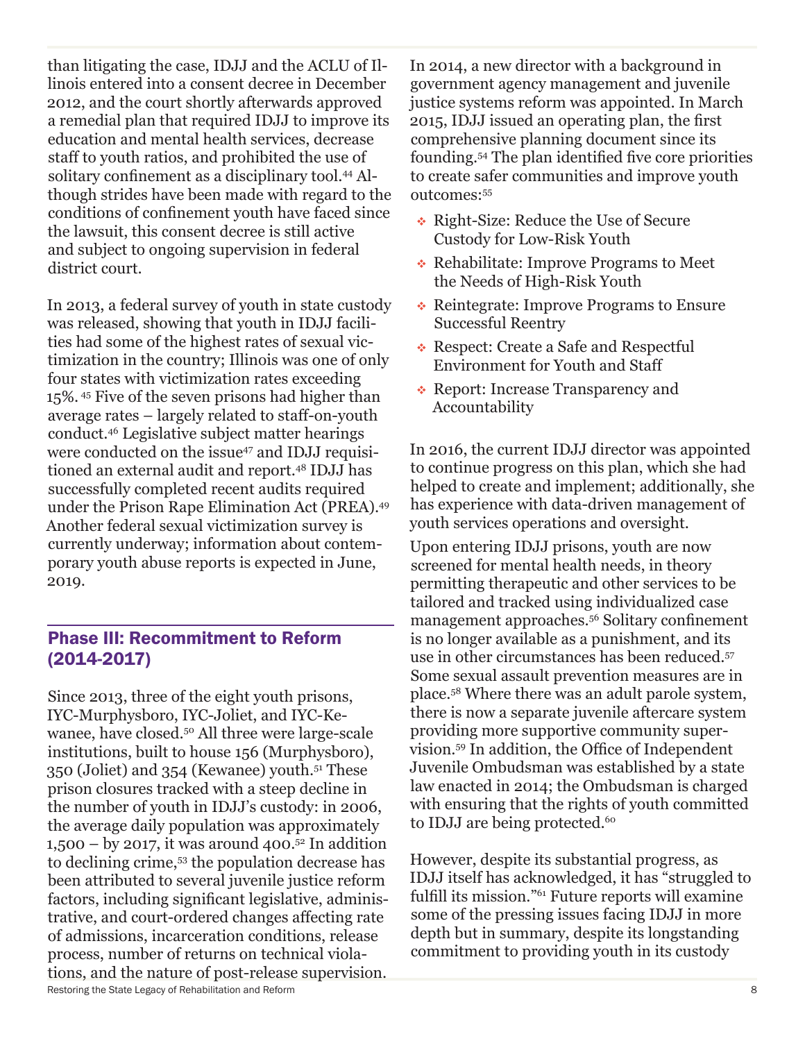than litigating the case, IDJJ and the ACLU of Illinois entered into a consent decree in December 2012, and the court shortly afterwards approved a remedial plan that required IDJJ to improve its education and mental health services, decrease staff to youth ratios, and prohibited the use of solitary confinement as a disciplinary tool.[44] Although strides have been made with regard to the conditions of confinement youth have faced since the lawsuit, this consent decree is still active and subject to ongoing supervision in federal district court.

In 2013, a federal survey of youth in state custody was released, showing that youth in IDJJ facilities had some of the highest rates of sexual victimization in the country; Illinois was one of only four states with victimization rates exceeding 15%.[45] Five of the seven prisons had higher than average rates – largely related to staff-on-youth conduct.[46] Legislative subject matter hearings were conducted on the issue[47] and IDJJ requisitioned an external audit and report.[48] IDJJ has successfully completed recent audits required under the Prison Rape Elimination Act (PREA).[49] Another federal sexual victimization survey is currently underway; information about contemporary youth abuse reports is expected in June, 2019.

## Phase III: Recommitment to Reform (2014-2017)

Since 2013, three of the eight youth prisons, IYC-Murphysboro, IYC-Joliet, and IYC-Kewanee, have closed.[50] All three were large-scale institutions, built to house 156 (Murphysboro), 350 (Joliet) and 354 (Kewanee) youth.[51] These prison closures tracked with a steep decline in the number of youth in IDJJ's custody: in 2006, the average daily population was approximately 1,500 – by 2017, it was around 400.[52] In addition to declining crime,[53] the population decrease has been attributed to several juvenile justice reform factors, including significant legislative, administrative, and court-ordered changes affecting rate of admissions, incarceration conditions, release process, number of returns on technical violations, and the nature of post-release supervision.

In 2014, a new director with a background in government agency management and juvenile justice systems reform was appointed. In March 2015, IDJJ issued an operating plan, the first comprehensive planning document since its founding.[54] The plan identified five core priorities to create safer communities and improve youth outcomes:[55]

- Right-Size: Reduce the Use of Secure Custody for Low-Risk Youth
- Rehabilitate: Improve Programs to Meet the Needs of High-Risk Youth
- Reintegrate: Improve Programs to Ensure Successful Reentry
- Respect: Create a Safe and Respectful Environment for Youth and Staff
- Report: Increase Transparency and Accountability

In 2016, the current IDJJ director was appointed to continue progress on this plan, which she had helped to create and implement; additionally, she has experience with data-driven management of youth services operations and oversight.

Upon entering IDJJ prisons, youth are now screened for mental health needs, in theory permitting therapeutic and other services to be tailored and tracked using individualized case management approaches.[56] Solitary confinement is no longer available as a punishment, and its use in other circumstances has been reduced.[57] Some sexual assault prevention measures are in place.[58] Where there was an adult parole system, there is now a separate juvenile aftercare system providing more supportive community supervision.[59] In addition, the Office of Independent Juvenile Ombudsman was established by a state law enacted in 2014; the Ombudsman is charged with ensuring that the rights of youth committed to IDJJ are being protected.[60]

However, despite its substantial progress, as IDJJ itself has acknowledged, it has "struggled to fulfill its mission."[61] Future reports will examine some of the pressing issues facing IDJJ in more depth but in summary, despite its longstanding commitment to providing youth in its custody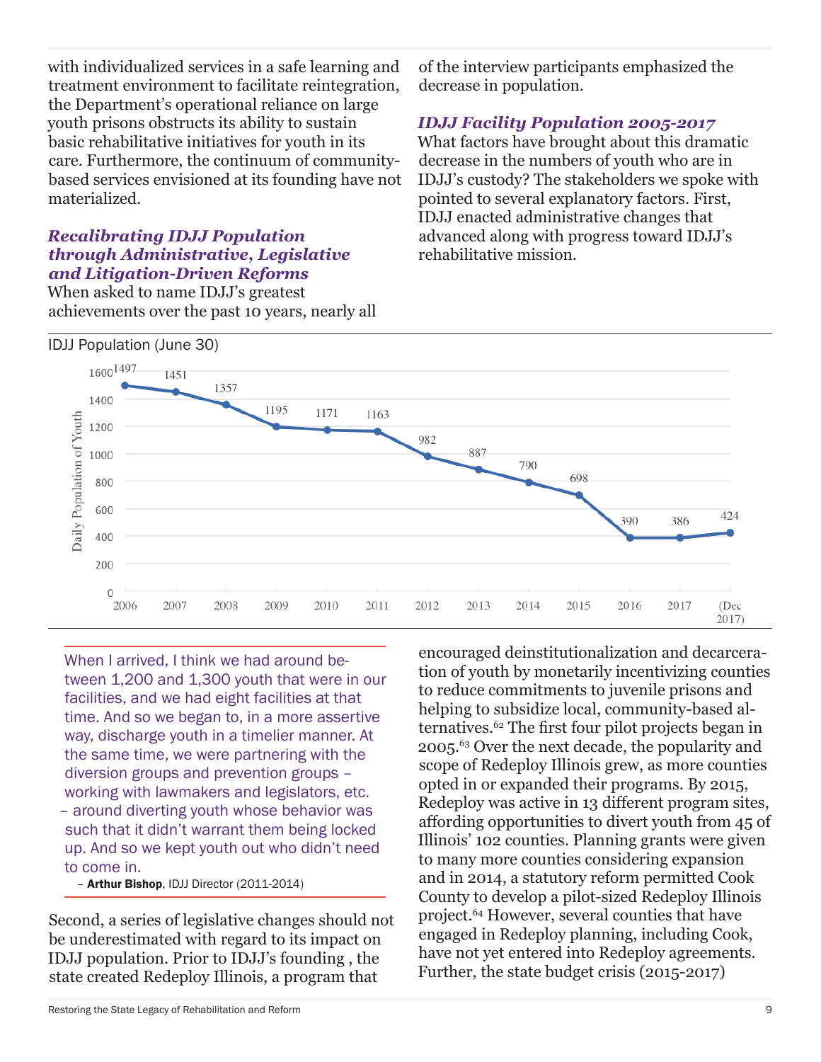with individualized services in a safe learning and treatment environment to facilitate reintegration, the Department's operational reliance on large youth prisons obstructs its ability to sustain basic rehabilitative initiatives for youth in its care. Furthermore, the continuum of community-based services envisioned at its founding have not materialized.

### *Recalibrating IDJJ Population through Administrative, Legislative and Litigation-Driven Reforms*

When asked to name IDJJ's greatest achievements over the past 10 years, nearly all of the interview participants emphasized the decrease in population.

### *IDJJ Facility Population 2005-2017*

What factors have brought about this dramatic decrease in the numbers of youth who are in IDJJ's custody? The stakeholders we spoke with pointed to several explanatory factors. First, IDJJ enacted administrative changes that advanced along with progress toward IDJJ's rehabilitative mission.

IDJJ Population (June 30)

| Year | Daily Population of Youth |
|---|---|
| 2006 | 1497 |
| 2007 | 1451 |
| 2008 | 1357 |
| 2009 | 1195 |
| 2010 | 1171 |
| 2011 | 1163 |
| 2012 | 982 |
| 2013 | 887 |
| 2014 | 790 |
| 2015 | 698 |
| 2016 | 390 |
| 2017 | 386 |
| (Dec 2017) | 424 |

> When I arrived, I think we had around between 1,200 and 1,300 youth that were in our facilities, and we had eight facilities at that time. And so we began to, in a more assertive way, discharge youth in a timelier manner. At the same time, we were partnering with the diversion groups and prevention groups – working with lawmakers and legislators, etc. – around diverting youth whose behavior was such that it didn't warrant them being locked up. And so we kept youth out who didn't need to come in.
>
> – **Arthur Bishop**, IDJJ Director (2011-2014)

Second, a series of legislative changes should not be underestimated with regard to its impact on IDJJ population. Prior to IDJJ's founding , the state created Redeploy Illinois, a program that encouraged deinstitutionalization and decarceration of youth by monetarily incentivizing counties to reduce commitments to juvenile prisons and helping to subsidize local, community-based alternatives.[62] The first four pilot projects began in 2005.[63] Over the next decade, the popularity and scope of Redeploy Illinois grew, as more counties opted in or expanded their programs. By 2015, Redeploy was active in 13 different program sites, affording opportunities to divert youth from 45 of Illinois' 102 counties. Planning grants were given to many more counties considering expansion and in 2014, a statutory reform permitted Cook County to develop a pilot-sized Redeploy Illinois project.[64] However, several counties that have engaged in Redeploy planning, including Cook, have not yet entered into Redeploy agreements. Further, the state budget crisis (2015-2017)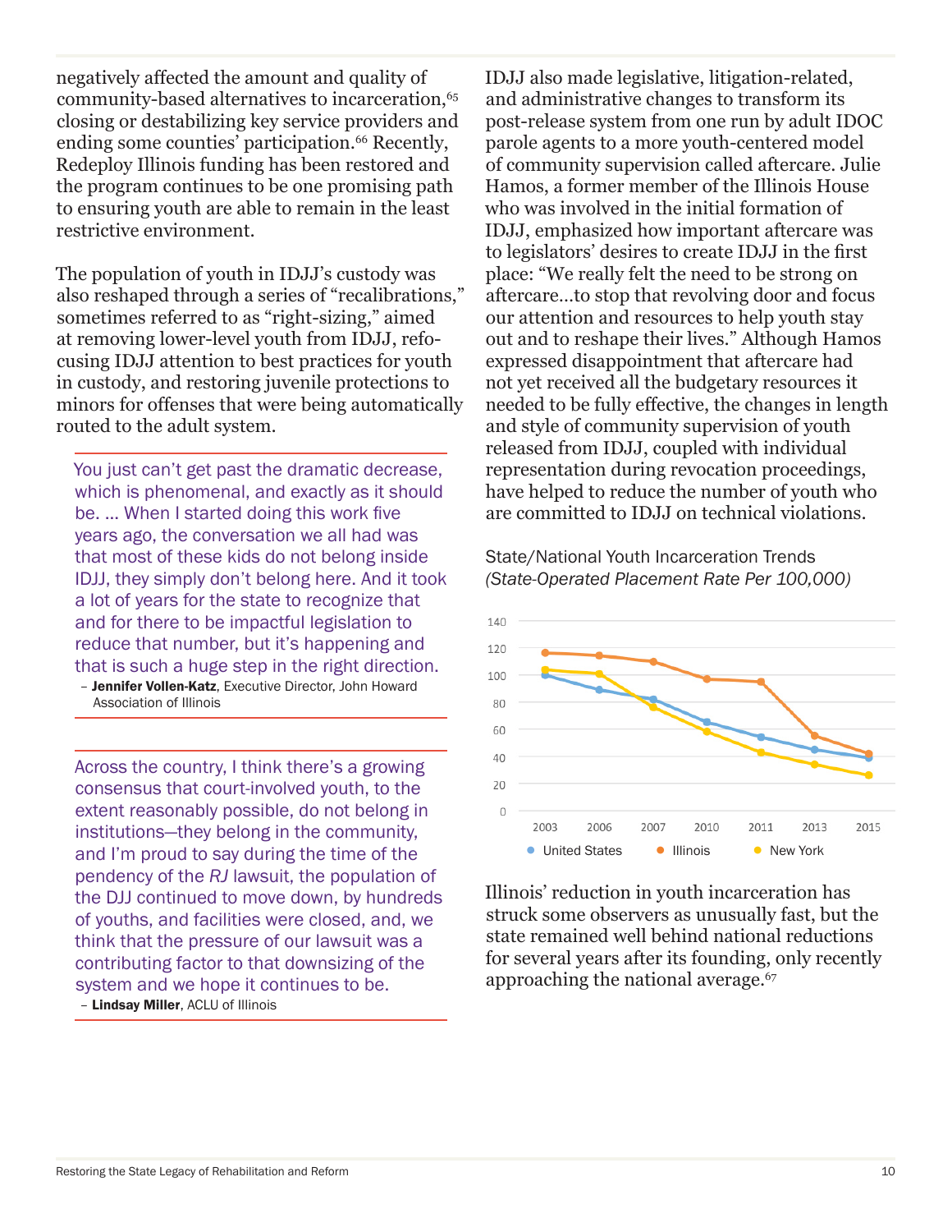negatively affected the amount and quality of community-based alternatives to incarceration,[65] closing or destabilizing key service providers and ending some counties' participation.[66] Recently, Redeploy Illinois funding has been restored and the program continues to be one promising path to ensuring youth are able to remain in the least restrictive environment.

The population of youth in IDJJ's custody was also reshaped through a series of "recalibrations," sometimes referred to as "right-sizing," aimed at removing lower-level youth from IDJJ, refocusing IDJJ attention to best practices for youth in custody, and restoring juvenile protections to minors for offenses that were being automatically routed to the adult system.

> You just can't get past the dramatic decrease, which is phenomenal, and exactly as it should be. … When I started doing this work five years ago, the conversation we all had was that most of these kids do not belong inside IDJJ, they simply don't belong here. And it took a lot of years for the state to recognize that and for there to be impactful legislation to reduce that number, but it's happening and that is such a huge step in the right direction.
>
> – **Jennifer Vollen-Katz**, Executive Director, John Howard Association of Illinois

> Across the country, I think there's a growing consensus that court-involved youth, to the extent reasonably possible, do not belong in institutions—they belong in the community, and I'm proud to say during the time of the pendency of the *RJ* lawsuit, the population of the DJJ continued to move down, by hundreds of youths, and facilities were closed, and, we think that the pressure of our lawsuit was a contributing factor to that downsizing of the system and we hope it continues to be.
>
> – **Lindsay Miller**, ACLU of Illinois

IDJJ also made legislative, litigation-related, and administrative changes to transform its post-release system from one run by adult IDOC parole agents to a more youth-centered model of community supervision called aftercare. Julie Hamos, a former member of the Illinois House who was involved in the initial formation of IDJJ, emphasized how important aftercare was to legislators' desires to create IDJJ in the first place: "We really felt the need to be strong on aftercare…to stop that revolving door and focus our attention and resources to help youth stay out and to reshape their lives." Although Hamos expressed disappointment that aftercare had not yet received all the budgetary resources it needed to be fully effective, the changes in length and style of community supervision of youth released from IDJJ, coupled with individual representation during revocation proceedings, have helped to reduce the number of youth who are committed to IDJJ on technical violations.

State/National Youth Incarceration Trends
*(State-Operated Placement Rate Per 100,000)*

| Year | United States | Illinois | New York |
|---|---|---|---|
| 2003 | 100 | 116 | 104 |
| 2006 | 89 | 114 | 101 |
| 2007 | 82 | 110 | 76 |
| 2010 | 65 | 97 | 59 |
| 2011 | 54 | 95 | 43 |
| 2013 | 45 | 55 | 34 |
| 2015 | 39 | 42 | 26 |

Illinois' reduction in youth incarceration has struck some observers as unusually fast, but the state remained well behind national reductions for several years after its founding, only recently approaching the national average.[67]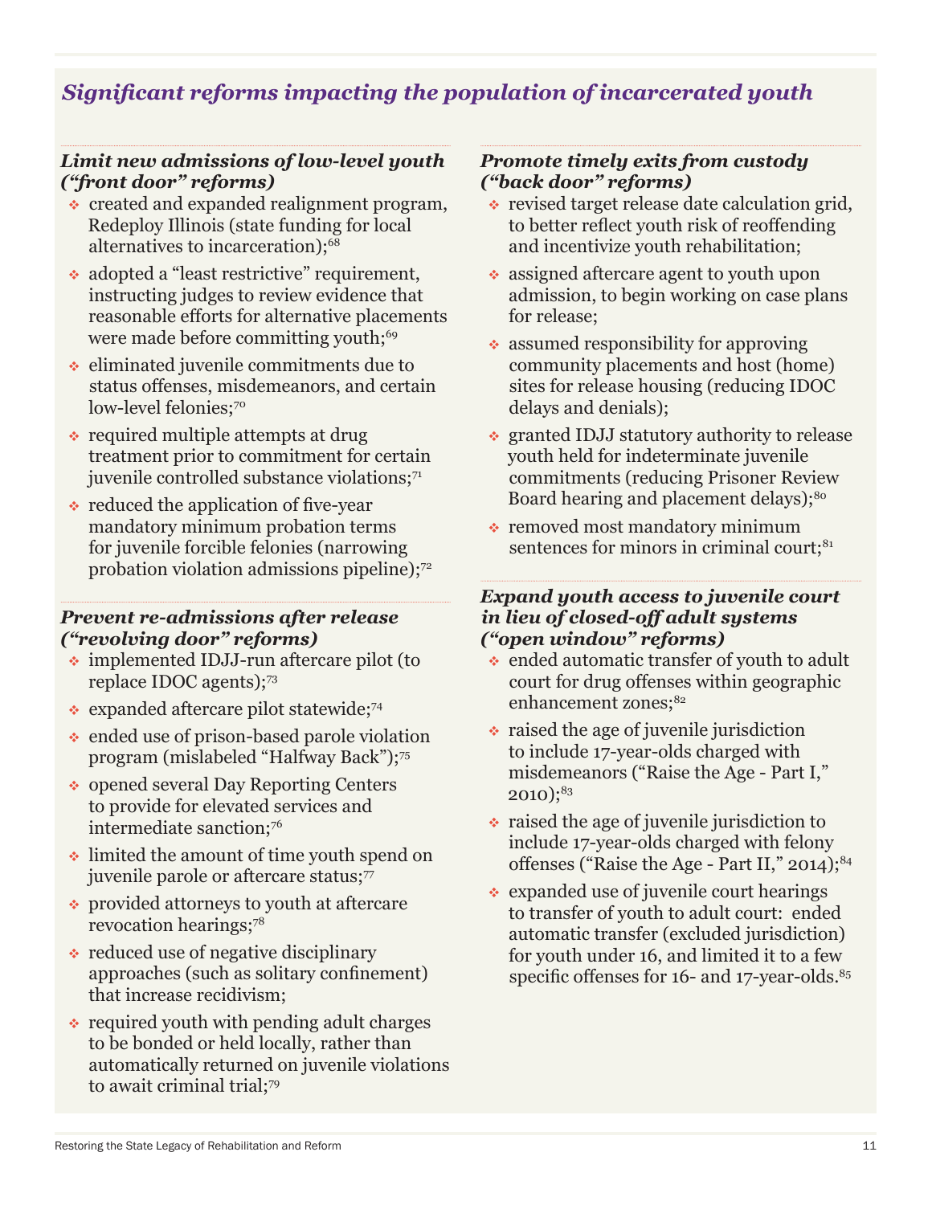## *Significant reforms impacting the population of incarcerated youth*

### *Limit new admissions of low-level youth ("front door" reforms)*

- created and expanded realignment program, Redeploy Illinois (state funding for local alternatives to incarceration);[68]
- adopted a "least restrictive" requirement, instructing judges to review evidence that reasonable efforts for alternative placements were made before committing youth;[69]
- eliminated juvenile commitments due to status offenses, misdemeanors, and certain low-level felonies;[70]
- required multiple attempts at drug treatment prior to commitment for certain juvenile controlled substance violations;[71]
- reduced the application of five-year mandatory minimum probation terms for juvenile forcible felonies (narrowing probation violation admissions pipeline);[72]

### *Prevent re-admissions after release ("revolving door" reforms)*

- implemented IDJJ-run aftercare pilot (to replace IDOC agents);[73]
- expanded aftercare pilot statewide;[74]
- ended use of prison-based parole violation program (mislabeled "Halfway Back");[75]
- opened several Day Reporting Centers to provide for elevated services and intermediate sanction;[76]
- limited the amount of time youth spend on juvenile parole or aftercare status;[77]
- provided attorneys to youth at aftercare revocation hearings;[78]
- reduced use of negative disciplinary approaches (such as solitary confinement) that increase recidivism;
- required youth with pending adult charges to be bonded or held locally, rather than automatically returned on juvenile violations to await criminal trial;[79]

### *Promote timely exits from custody ("back door" reforms)*

- revised target release date calculation grid, to better reflect youth risk of reoffending and incentivize youth rehabilitation;
- assigned aftercare agent to youth upon admission, to begin working on case plans for release;
- assumed responsibility for approving community placements and host (home) sites for release housing (reducing IDOC delays and denials);
- granted IDJJ statutory authority to release youth held for indeterminate juvenile commitments (reducing Prisoner Review Board hearing and placement delays);[80]
- removed most mandatory minimum sentences for minors in criminal court;[81]

### *Expand youth access to juvenile court in lieu of closed-off adult systems ("open window" reforms)*

- ended automatic transfer of youth to adult court for drug offenses within geographic enhancement zones;[82]
- raised the age of juvenile jurisdiction to include 17-year-olds charged with misdemeanors ("Raise the Age - Part I," 2010);[83]
- raised the age of juvenile jurisdiction to include 17-year-olds charged with felony offenses ("Raise the Age - Part II," 2014);[84]
- expanded use of juvenile court hearings to transfer of youth to adult court: ended automatic transfer (excluded jurisdiction) for youth under 16, and limited it to a few specific offenses for 16- and 17-year-olds.[85]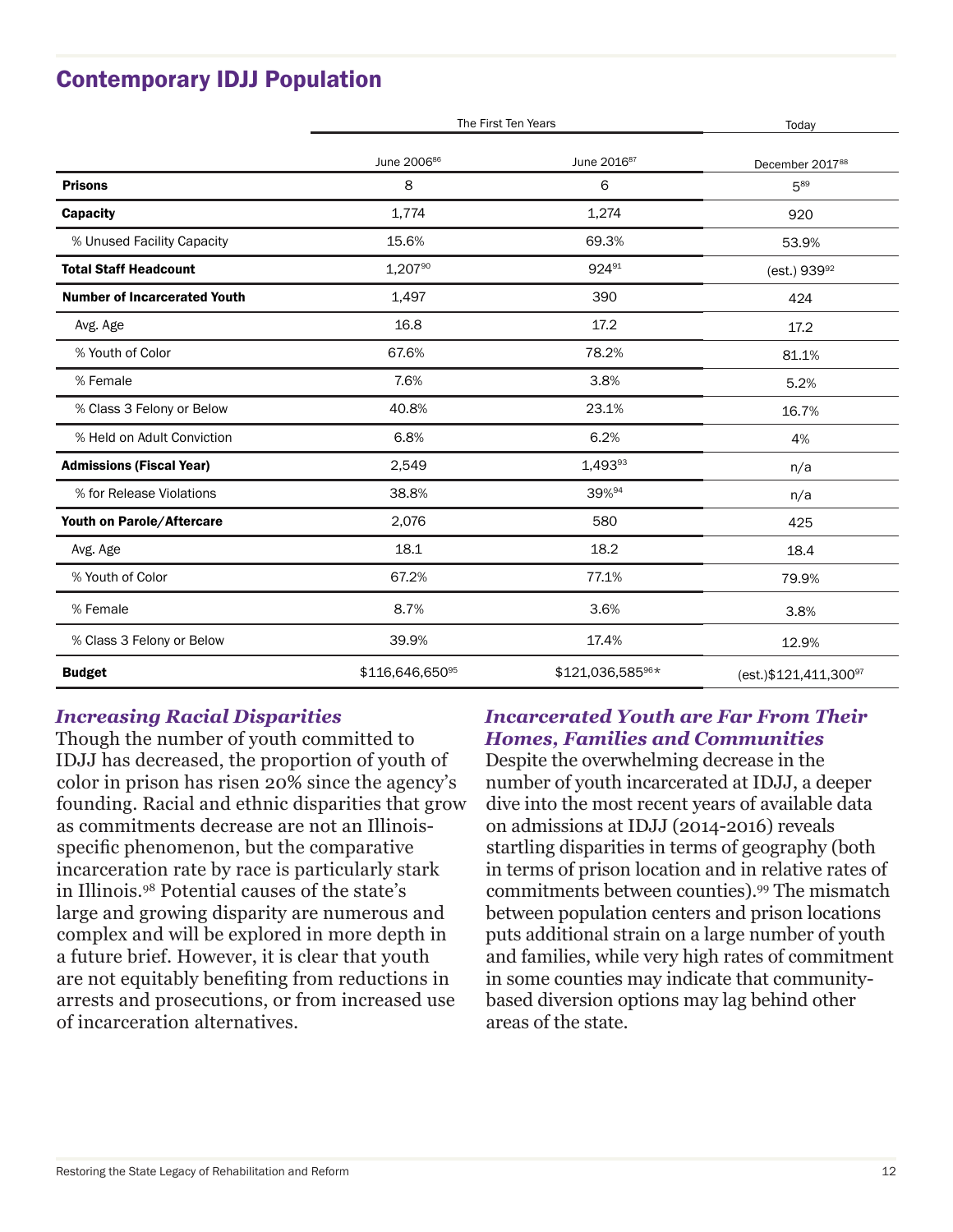## Contemporary IDJJ Population

| | The First Ten Years | | Today |
|---|---|---|---|
| | June 2006[86] | June 2016[87] | December 2017[88] |
| **Prisons** | 8 | 6 | 5[89] |
| **Capacity** | 1,774 | 1,274 | 920 |
| % Unused Facility Capacity | 15.6% | 69.3% | 53.9% |
| **Total Staff Headcount** | 1,207[90] | 924[91] | (est.) 939[92] |
| **Number of Incarcerated Youth** | 1,497 | 390 | 424 |
| Avg. Age | 16.8 | 17.2 | 17.2 |
| % Youth of Color | 67.6% | 78.2% | 81.1% |
| % Female | 7.6% | 3.8% | 5.2% |
| % Class 3 Felony or Below | 40.8% | 23.1% | 16.7% |
| % Held on Adult Conviction | 6.8% | 6.2% | 4% |
| **Admissions (Fiscal Year)** | 2,549 | 1,493[93] | n/a |
| % for Release Violations | 38.8% | 39%[94] | n/a |
| **Youth on Parole/Aftercare** | 2,076 | 580 | 425 |
| Avg. Age | 18.1 | 18.2 | 18.4 |
| % Youth of Color | 67.2% | 77.1% | 79.9% |
| % Female | 8.7% | 3.6% | 3.8% |
| % Class 3 Felony or Below | 39.9% | 17.4% | 12.9% |
| **Budget** | $116,646,650[95] | $121,036,585[96]* | (est.)$121,411,300[97] |

### *Increasing Racial Disparities*

Though the number of youth committed to IDJJ has decreased, the proportion of youth of color in prison has risen 20% since the agency's founding. Racial and ethnic disparities that grow as commitments decrease are not an Illinois-specific phenomenon, but the comparative incarceration rate by race is particularly stark in Illinois.[98] Potential causes of the state's large and growing disparity are numerous and complex and will be explored in more depth in a future brief. However, it is clear that youth are not equitably benefiting from reductions in arrests and prosecutions, or from increased use of incarceration alternatives.

### *Incarcerated Youth are Far From Their Homes, Families and Communities*

Despite the overwhelming decrease in the number of youth incarcerated at IDJJ, a deeper dive into the most recent years of available data on admissions at IDJJ (2014-2016) reveals startling disparities in terms of geography (both in terms of prison location and in relative rates of commitments between counties).[99] The mismatch between population centers and prison locations puts additional strain on a large number of youth and families, while very high rates of commitment in some counties may indicate that community-based diversion options may lag behind other areas of the state.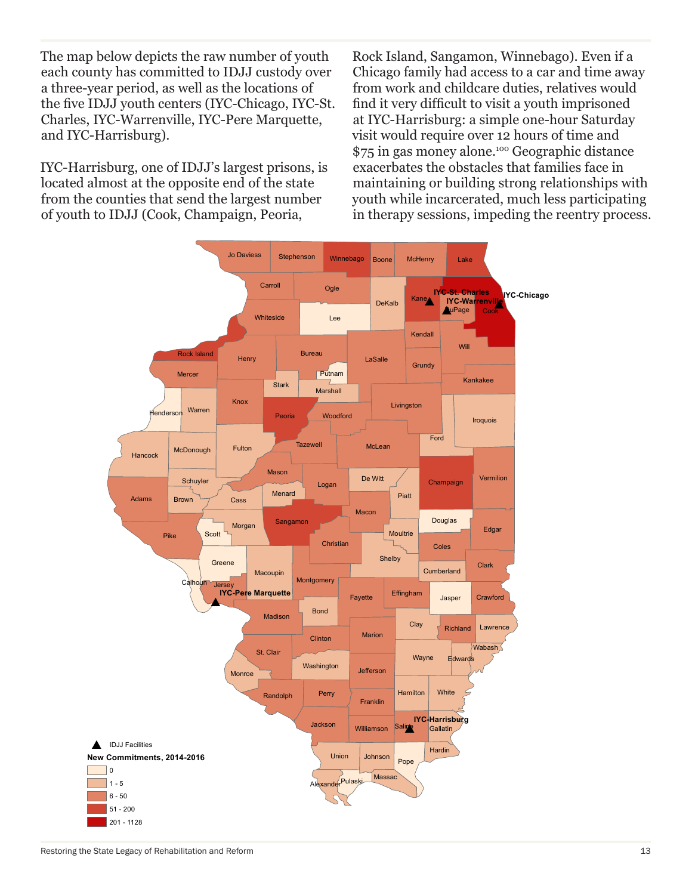The map below depicts the raw number of youth each county has committed to IDJJ custody over a three-year period, as well as the locations of the five IDJJ youth centers (IYC-Chicago, IYC-St. Charles, IYC-Warrenville, IYC-Pere Marquette, and IYC-Harrisburg).

IYC-Harrisburg, one of IDJJ's largest prisons, is located almost at the opposite end of the state from the counties that send the largest number of youth to IDJJ (Cook, Champaign, Peoria, Rock Island, Sangamon, Winnebago). Even if a Chicago family had access to a car and time away from work and childcare duties, relatives would find it very difficult to visit a youth imprisoned at IYC-Harrisburg: a simple one-hour Saturday visit would require over 12 hours of time and $75 in gas money alone.[100] Geographic distance exacerbates the obstacles that families face in maintaining or building strong relationships with youth while incarcerated, much less participating in therapy sessions, impeding the reentry process.

▲ IDJJ Facilities

**New Commitments, 2014-2016**

- 0
- 1 - 5
- 6 - 50
- 51 - 200
- 201 - 1128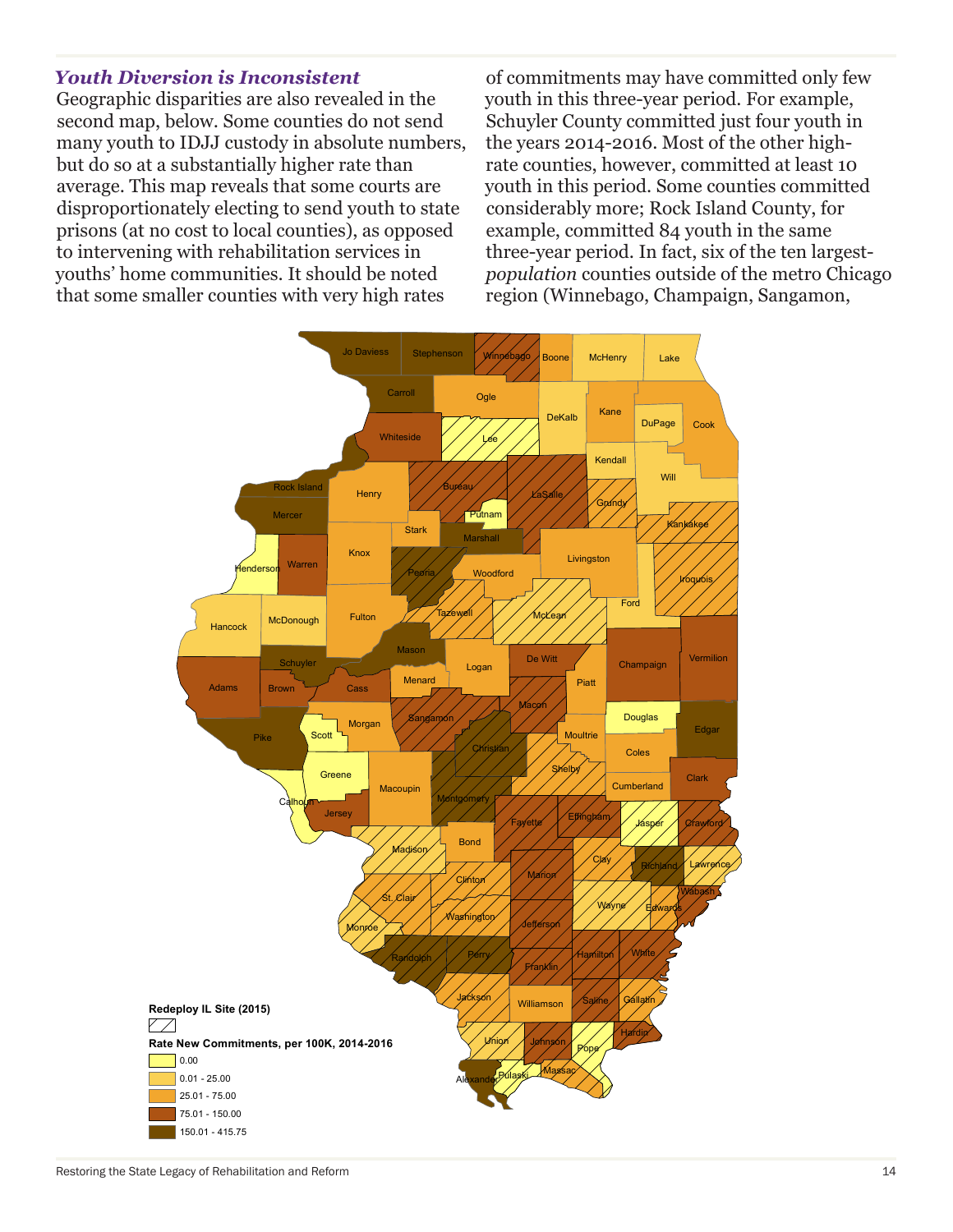### *Youth Diversion is Inconsistent*

Geographic disparities are also revealed in the second map, below. Some counties do not send many youth to IDJJ custody in absolute numbers, but do so at a substantially higher rate than average. This map reveals that some courts are disproportionately electing to send youth to state prisons (at no cost to local counties), as opposed to intervening with rehabilitation services in youths' home communities. It should be noted that some smaller counties with very high rates of commitments may have committed only few youth in this three-year period. For example, Schuyler County committed just four youth in the years 2014-2016. Most of the other high-rate counties, however, committed at least 10 youth in this period. Some counties committed considerably more; Rock Island County, for example, committed 84 youth in the same three-year period. In fact, six of the ten largest-*population* counties outside of the metro Chicago region (Winnebago, Champaign, Sangamon,

Redeploy IL Site (2015)

Rate New Commitments, per 100K, 2014-2016

- 0.00
- 0.01 - 25.00
- 25.01 - 75.00
- 75.01 - 150.00
- 150.01 - 415.75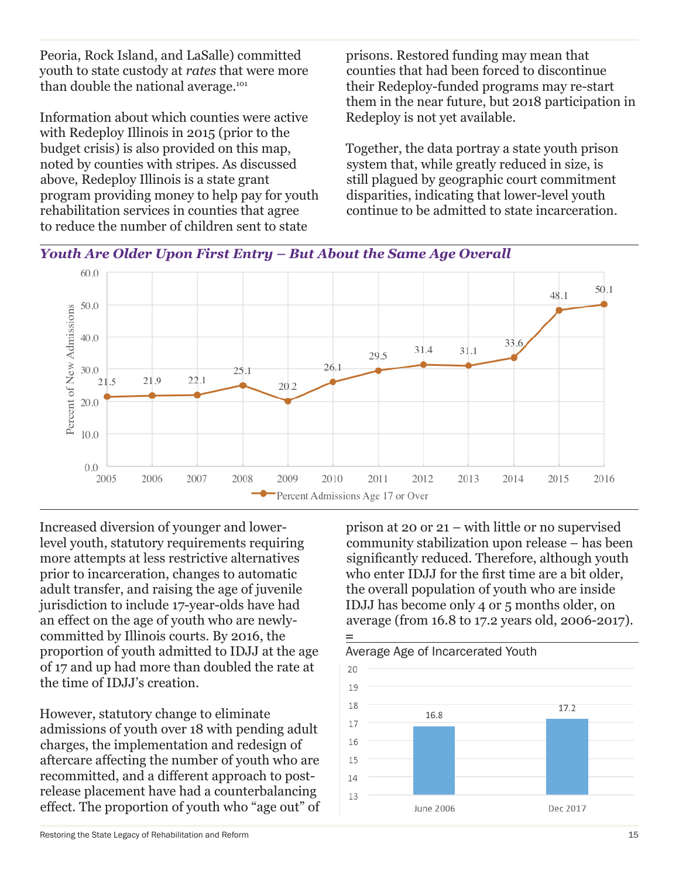Peoria, Rock Island, and LaSalle) committed youth to state custody at *rates* that were more than double the national average.[101]

Information about which counties were active with Redeploy Illinois in 2015 (prior to the budget crisis) is also provided on this map, noted by counties with stripes. As discussed above, Redeploy Illinois is a state grant program providing money to help pay for youth rehabilitation services in counties that agree to reduce the number of children sent to state prisons. Restored funding may mean that counties that had been forced to discontinue their Redeploy-funded programs may re-start them in the near future, but 2018 participation in Redeploy is not yet available.

Together, the data portray a state youth prison system that, while greatly reduced in size, is still plagued by geographic court commitment disparities, indicating that lower-level youth continue to be admitted to state incarceration.

### *Youth Are Older Upon First Entry – But About the Same Age Overall*

Percent Admissions Age 17 or Over (Percent of New Admissions)

| Year | 2005 | 2006 | 2007 | 2008 | 2009 | 2010 | 2011 | 2012 | 2013 | 2014 | 2015 | 2016 |
|---|---|---|---|---|---|---|---|---|---|---|---|---|
| Percent Admissions Age 17 or Over | 21.5 | 21.9 | 22.1 | 25.1 | 20.2 | 26.1 | 29.5 | 31.4 | 31.1 | 33.6 | 48.1 | 50.1 |

Increased diversion of younger and lower-level youth, statutory requirements requiring more attempts at less restrictive alternatives prior to incarceration, changes to automatic adult transfer, and raising the age of juvenile jurisdiction to include 17-year-olds have had an effect on the age of youth who are newly-committed by Illinois courts. By 2016, the proportion of youth admitted to IDJJ at the age of 17 and up had more than doubled the rate at the time of IDJJ's creation.

However, statutory change to eliminate admissions of youth over 18 with pending adult charges, the implementation and redesign of aftercare affecting the number of youth who are recommitted, and a different approach to post-release placement have had a counterbalancing effect. The proportion of youth who "age out" of prison at 20 or 21 – with little or no supervised community stabilization upon release – has been significantly reduced. Therefore, although youth who enter IDJJ for the first time are a bit older, the overall population of youth who are inside IDJJ has become only 4 or 5 months older, on average (from 16.8 to 17.2 years old, 2006-2017).

Average Age of Incarcerated Youth

| | June 2006 | Dec 2017 |
|---|---|---|
| Average Age | 16.8 | 17.2 |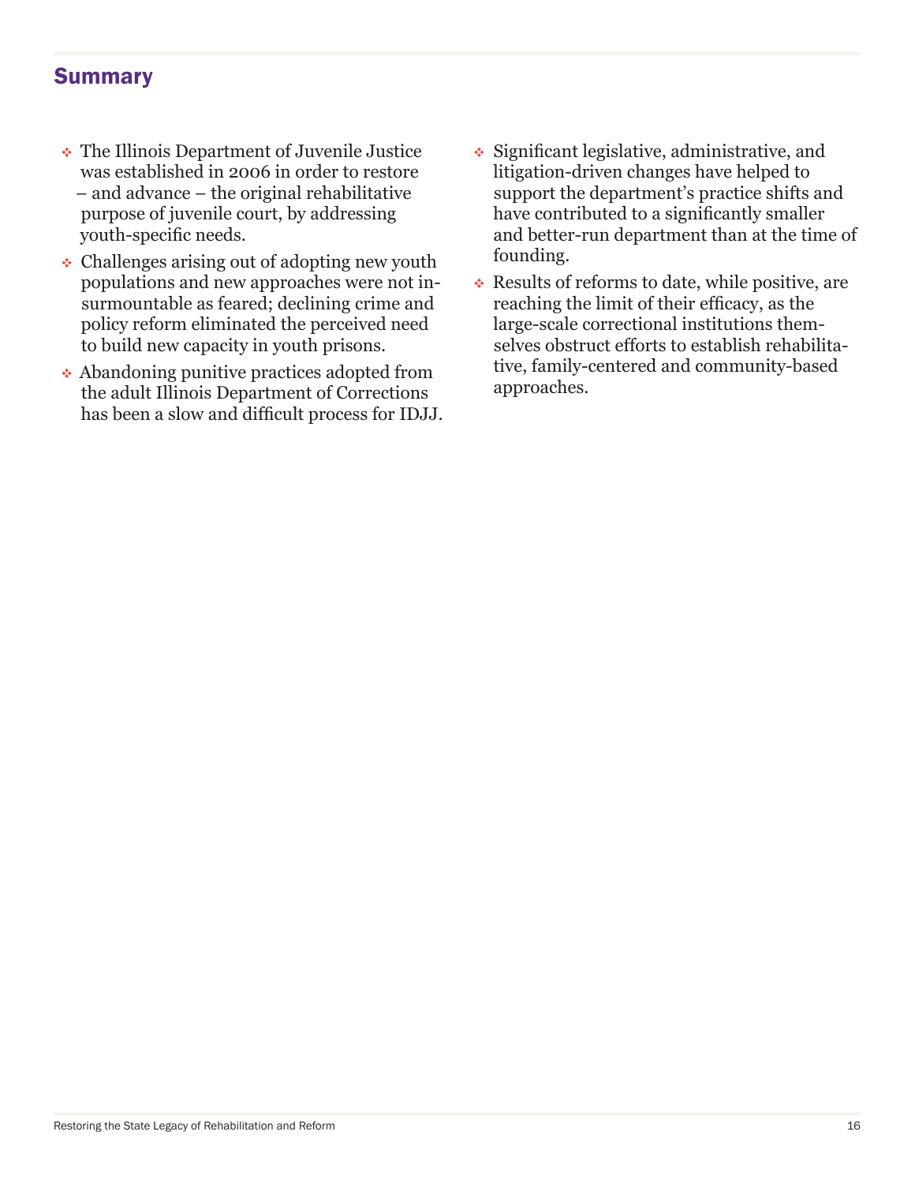## Summary

- The Illinois Department of Juvenile Justice was established in 2006 in order to restore – and advance – the original rehabilitative purpose of juvenile court, by addressing youth-specific needs.
- Challenges arising out of adopting new youth populations and new approaches were not insurmountable as feared; declining crime and policy reform eliminated the perceived need to build new capacity in youth prisons.
- Abandoning punitive practices adopted from the adult Illinois Department of Corrections has been a slow and difficult process for IDJJ.
- Significant legislative, administrative, and litigation-driven changes have helped to support the department's practice shifts and have contributed to a significantly smaller and better-run department than at the time of founding.
- Results of reforms to date, while positive, are reaching the limit of their efficacy, as the large-scale correctional institutions themselves obstruct efforts to establish rehabilitative, family-centered and community-based approaches.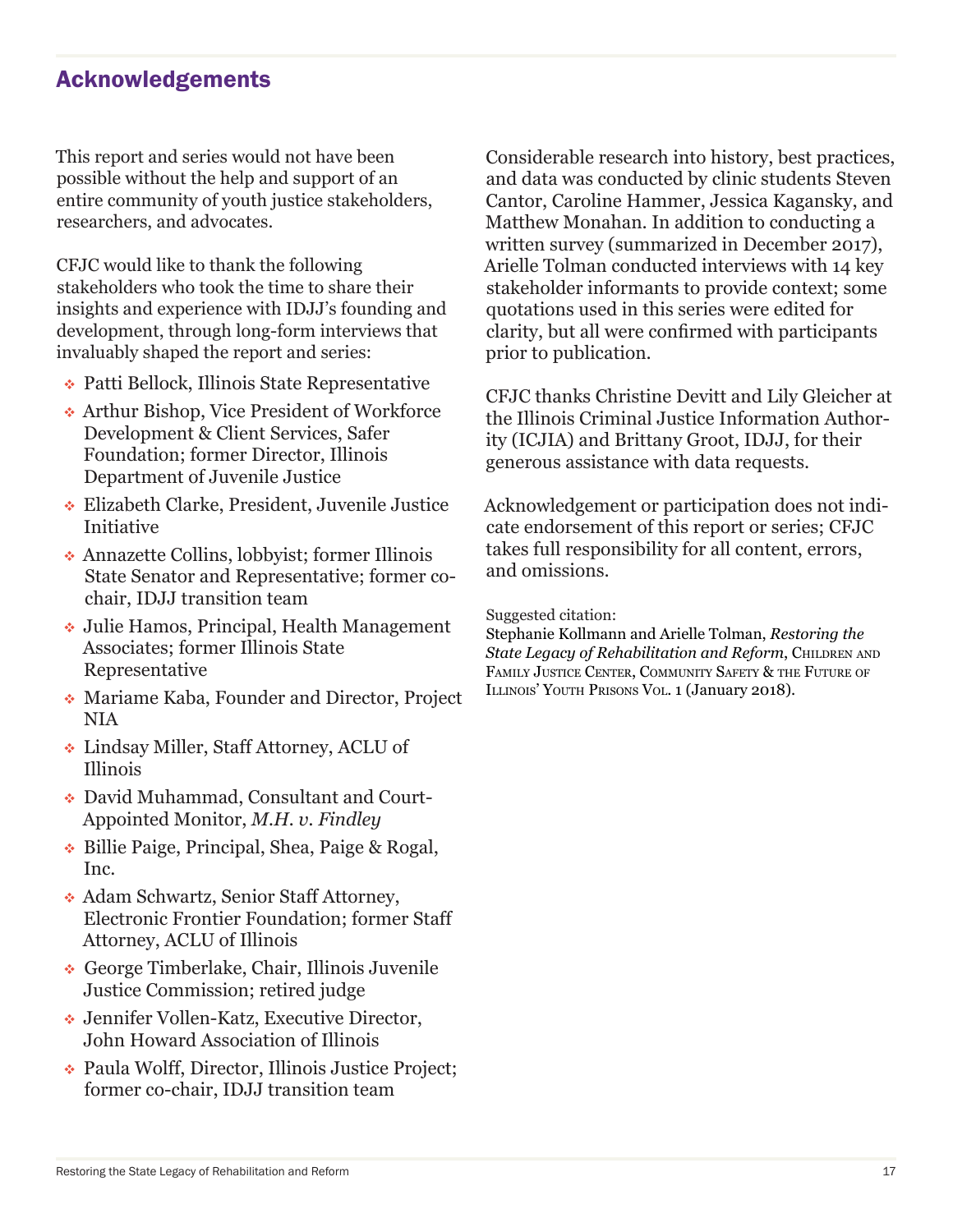## Acknowledgements

This report and series would not have been possible without the help and support of an entire community of youth justice stakeholders, researchers, and advocates.

CFJC would like to thank the following stakeholders who took the time to share their insights and experience with IDJJ's founding and development, through long-form interviews that invaluably shaped the report and series:

- Patti Bellock, Illinois State Representative
- Arthur Bishop, Vice President of Workforce Development & Client Services, Safer Foundation; former Director, Illinois Department of Juvenile Justice
- Elizabeth Clarke, President, Juvenile Justice Initiative
- Annazette Collins, lobbyist; former Illinois State Senator and Representative; former co-chair, IDJJ transition team
- Julie Hamos, Principal, Health Management Associates; former Illinois State Representative
- Mariame Kaba, Founder and Director, Project NIA
- Lindsay Miller, Staff Attorney, ACLU of Illinois
- David Muhammad, Consultant and Court-Appointed Monitor, *M.H. v. Findley*
- Billie Paige, Principal, Shea, Paige & Rogal, Inc.
- Adam Schwartz, Senior Staff Attorney, Electronic Frontier Foundation; former Staff Attorney, ACLU of Illinois
- George Timberlake, Chair, Illinois Juvenile Justice Commission; retired judge
- Jennifer Vollen-Katz, Executive Director, John Howard Association of Illinois
- Paula Wolff, Director, Illinois Justice Project; former co-chair, IDJJ transition team

Considerable research into history, best practices, and data was conducted by clinic students Steven Cantor, Caroline Hammer, Jessica Kagansky, and Matthew Monahan. In addition to conducting a written survey (summarized in December 2017), Arielle Tolman conducted interviews with 14 key stakeholder informants to provide context; some quotations used in this series were edited for clarity, but all were confirmed with participants prior to publication.

CFJC thanks Christine Devitt and Lily Gleicher at the Illinois Criminal Justice Information Authority (ICJIA) and Brittany Groot, IDJJ, for their generous assistance with data requests.

Acknowledgement or participation does not indicate endorsement of this report or series; CFJC takes full responsibility for all content, errors, and omissions.

Suggested citation:
Stephanie Kollmann and Arielle Tolman, *Restoring the State Legacy of Rehabilitation and Reform*, Children and Family Justice Center, Community Safety & the Future of Illinois' Youth Prisons Vol. 1 (January 2018).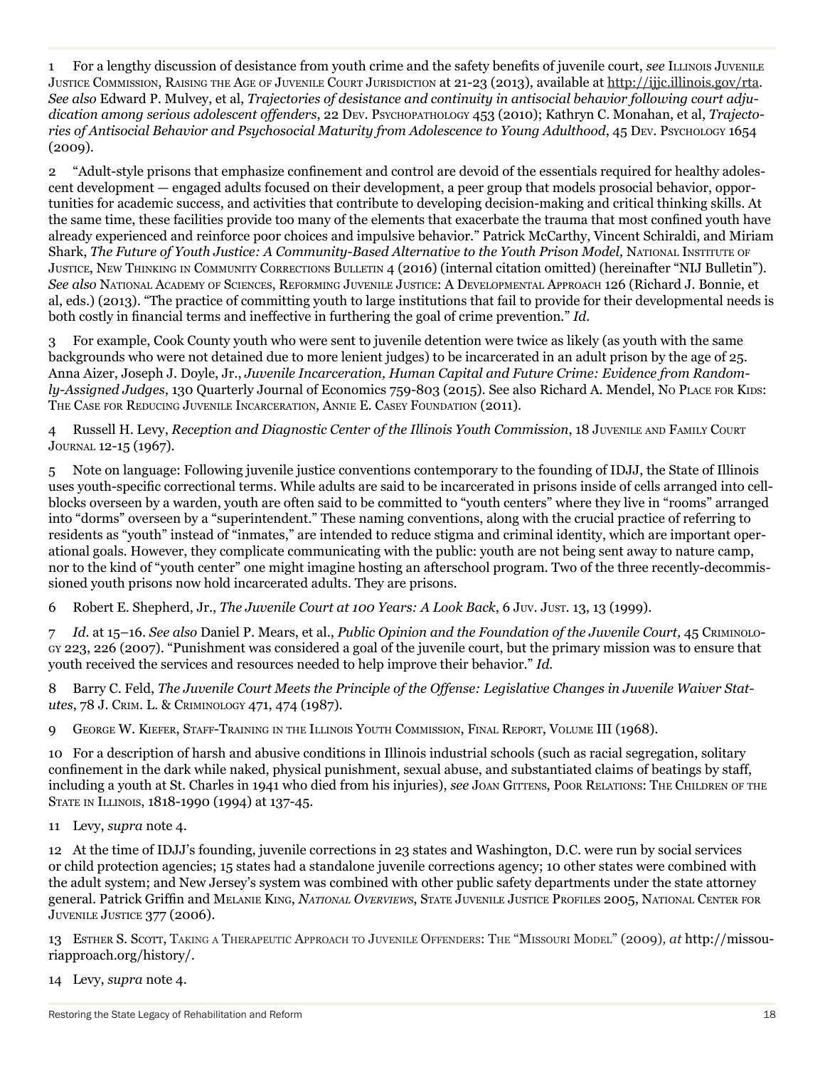1 For a lengthy discussion of desistance from youth crime and the safety benefits of juvenile court, *see* Illinois Juvenile Justice Commission, Raising the Age of Juvenile Court Jurisdiction at 21-23 (2013), available at http://ijjc.illinois.gov/rta. *See also* Edward P. Mulvey, et al, *Trajectories of desistance and continuity in antisocial behavior following court adjudication among serious adolescent offenders*, 22 Dev. Psychopathology 453 (2010); Kathryn C. Monahan, et al, *Trajectories of Antisocial Behavior and Psychosocial Maturity from Adolescence to Young Adulthood*, 45 Dev. Psychology 1654 (2009).

2 "Adult-style prisons that emphasize confinement and control are devoid of the essentials required for healthy adolescent development — engaged adults focused on their development, a peer group that models prosocial behavior, opportunities for academic success, and activities that contribute to developing decision-making and critical thinking skills. At the same time, these facilities provide too many of the elements that exacerbate the trauma that most confined youth have already experienced and reinforce poor choices and impulsive behavior." Patrick McCarthy, Vincent Schiraldi, and Miriam Shark, *The Future of Youth Justice: A Community-Based Alternative to the Youth Prison Model,* National Institute of Justice, New Thinking in Community Corrections Bulletin 4 (2016) (internal citation omitted) (hereinafter "NIJ Bulletin"). *See also* National Academy of Sciences, Reforming Juvenile Justice: A Developmental Approach 126 (Richard J. Bonnie, et al, eds.) (2013). "The practice of committing youth to large institutions that fail to provide for their developmental needs is both costly in financial terms and ineffective in furthering the goal of crime prevention." *Id.*

3 For example, Cook County youth who were sent to juvenile detention were twice as likely (as youth with the same backgrounds who were not detained due to more lenient judges) to be incarcerated in an adult prison by the age of 25. Anna Aizer, Joseph J. Doyle, Jr., *Juvenile Incarceration, Human Capital and Future Crime: Evidence from Randomly-Assigned Judges*, 130 Quarterly Journal of Economics 759-803 (2015). See also Richard A. Mendel, No Place for Kids: The Case for Reducing Juvenile Incarceration, Annie E. Casey Foundation (2011).

4 Russell H. Levy, *Reception and Diagnostic Center of the Illinois Youth Commission*, 18 Juvenile and Family Court Journal 12-15 (1967).

5 Note on language: Following juvenile justice conventions contemporary to the founding of IDJJ, the State of Illinois uses youth-specific correctional terms. While adults are said to be incarcerated in prisons inside of cells arranged into cellblocks overseen by a warden, youth are often said to be committed to "youth centers" where they live in "rooms" arranged into "dorms" overseen by a "superintendent." These naming conventions, along with the crucial practice of referring to residents as "youth" instead of "inmates," are intended to reduce stigma and criminal identity, which are important operational goals. However, they complicate communicating with the public: youth are not being sent away to nature camp, nor to the kind of "youth center" one might imagine hosting an afterschool program. Two of the three recently-decommissioned youth prisons now hold incarcerated adults. They are prisons.

6 Robert E. Shepherd, Jr., *The Juvenile Court at 100 Years: A Look Back*, 6 Juv. Just. 13, 13 (1999).

7 *Id.* at 15–16. *See also* Daniel P. Mears, et al., *Public Opinion and the Foundation of the Juvenile Court,* 45 Criminology 223, 226 (2007). "Punishment was considered a goal of the juvenile court, but the primary mission was to ensure that youth received the services and resources needed to help improve their behavior." *Id.*

8 Barry C. Feld, *The Juvenile Court Meets the Principle of the Offense: Legislative Changes in Juvenile Waiver Statutes*, 78 J. Crim. L. & Criminology 471, 474 (1987).

9 George W. Kiefer, Staff-Training in the Illinois Youth Commission, Final Report, Volume III (1968).

10 For a description of harsh and abusive conditions in Illinois industrial schools (such as racial segregation, solitary confinement in the dark while naked, physical punishment, sexual abuse, and substantiated claims of beatings by staff, including a youth at St. Charles in 1941 who died from his injuries), *see* Joan Gittens, Poor Relations: The Children of the State in Illinois, 1818-1990 (1994) at 137-45.

11 Levy, *supra* note 4.

12 At the time of IDJJ's founding, juvenile corrections in 23 states and Washington, D.C. were run by social services or child protection agencies; 15 states had a standalone juvenile corrections agency; 10 other states were combined with the adult system; and New Jersey's system was combined with other public safety departments under the state attorney general. Patrick Griffin and Melanie King, *National Overviews*, State Juvenile Justice Profiles 2005, National Center for Juvenile Justice 377 (2006).

13 Esther S. Scott, Taking a Therapeutic Approach to Juvenile Offenders: The "Missouri Model" (2009)*, at* http://missouriapproach.org/history/.

14 Levy, *supra* note 4.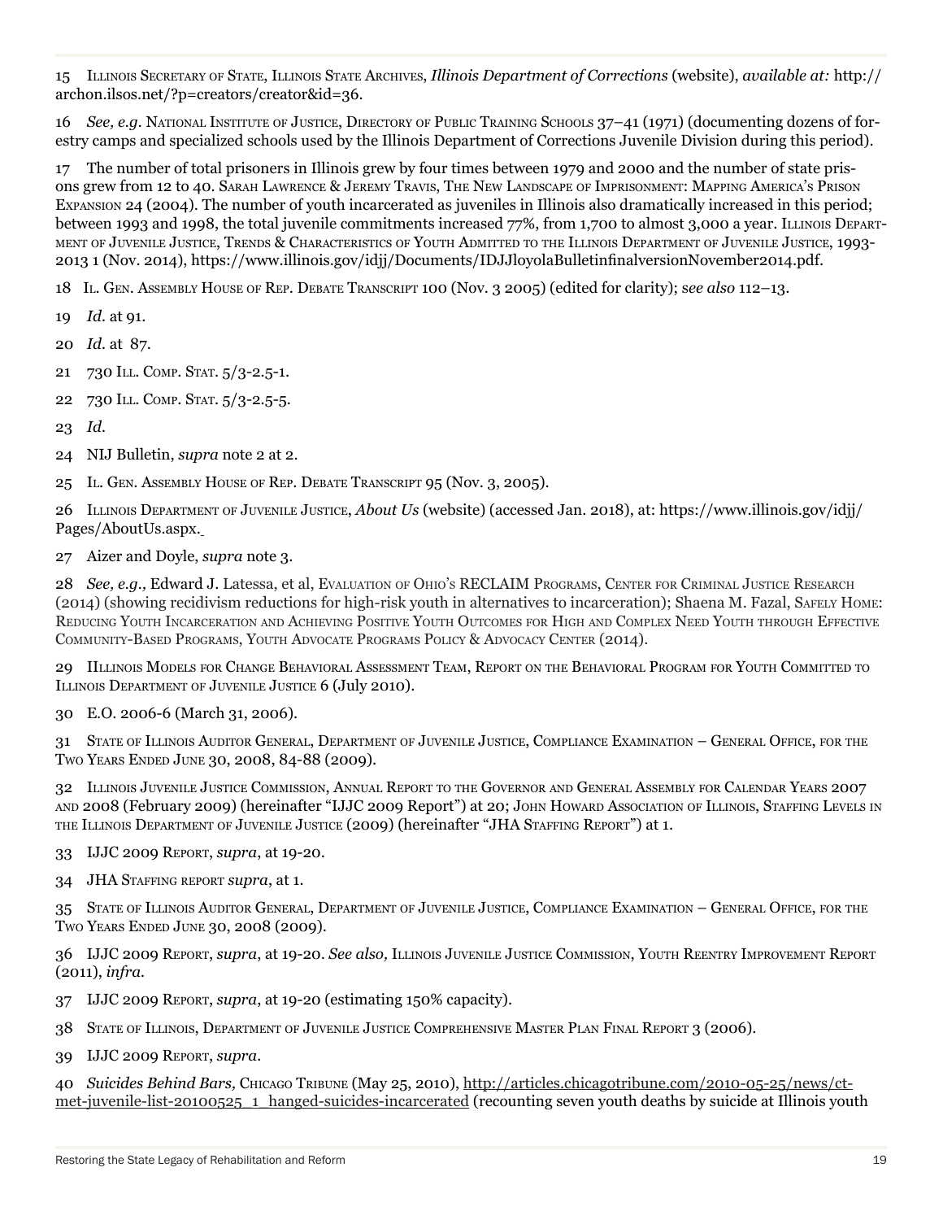15 Illinois Secretary of State, Illinois State Archives, *Illinois Department of Corrections* (website), *available at:* http://archon.ilsos.net/?p=creators/creator&id=36.

16 *See, e.g.* National Institute of Justice, Directory of Public Training Schools 37–41 (1971) (documenting dozens of forestry camps and specialized schools used by the Illinois Department of Corrections Juvenile Division during this period).

17 The number of total prisoners in Illinois grew by four times between 1979 and 2000 and the number of state prisons grew from 12 to 40. Sarah Lawrence & Jeremy Travis, The New Landscape of Imprisonment: Mapping America's Prison Expansion 24 (2004). The number of youth incarcerated as juveniles in Illinois also dramatically increased in this period; between 1993 and 1998, the total juvenile commitments increased 77%, from 1,700 to almost 3,000 a year. Illinois Department of Juvenile Justice, Trends & Characteristics of Youth Admitted to the Illinois Department of Juvenile Justice, 1993-2013 1 (Nov. 2014), https://www.illinois.gov/idjj/Documents/IDJJloyolaBulletinfinalversionNovember2014.pdf.

18 Il. Gen. Assembly House of Rep. Debate Transcript 100 (Nov. 3 2005) (edited for clarity); *see also* 112–13.

19 *Id.* at 91.

20 *Id.* at 87.

21 730 Ill. Comp. Stat. 5/3-2.5-1.

22 730 Ill. Comp. Stat. 5/3-2.5-5.

23 *Id.*

24 NIJ Bulletin, *supra* note 2 at 2.

25 Il. Gen. Assembly House of Rep. Debate Transcript 95 (Nov. 3, 2005).

26 Illinois Department of Juvenile Justice, *About Us* (website) (accessed Jan. 2018), at: https://www.illinois.gov/idjj/Pages/AboutUs.aspx.

27 Aizer and Doyle, *supra* note 3.

28 *See, e.g.,* Edward J. Latessa, et al, Evaluation of Ohio's RECLAIM Programs, Center for Criminal Justice Research (2014) (showing recidivism reductions for high-risk youth in alternatives to incarceration); Shaena M. Fazal, Safely Home: Reducing Youth Incarceration and Achieving Positive Youth Outcomes for High and Complex Need Youth through Effective Community-Based Programs, Youth Advocate Programs Policy & Advocacy Center (2014).

29 IIllinois Models for Change Behavioral Assessment Team, Report on the Behavioral Program for Youth Committed to Illinois Department of Juvenile Justice 6 (July 2010).

30 E.O. 2006-6 (March 31, 2006).

31 State of Illinois Auditor General, Department of Juvenile Justice, Compliance Examination – General Office, for the Two Years Ended June 30, 2008, 84-88 (2009).

32 Illinois Juvenile Justice Commission, Annual Report to the Governor and General Assembly for Calendar Years 2007 and 2008 (February 2009) (hereinafter "IJJC 2009 Report") at 20; John Howard Association of Illinois, Staffing Levels in the Illinois Department of Juvenile Justice (2009) (hereinafter "JHA Staffing Report") at 1.

33 IJJC 2009 Report, *supra*, at 19-20.

34 JHA Staffing report *supra*, at 1.

35 State of Illinois Auditor General, Department of Juvenile Justice, Compliance Examination – General Office, for the Two Years Ended June 30, 2008 (2009).

36 IJJC 2009 Report, *supra*, at 19-20. *See also,* Illinois Juvenile Justice Commission, Youth Reentry Improvement Report (2011), *infra*.

37 IJJC 2009 Report, *supra*, at 19-20 (estimating 150% capacity).

38 State of Illinois, Department of Juvenile Justice Comprehensive Master Plan Final Report 3 (2006).

39 IJJC 2009 Report, *supra*.

40 *Suicides Behind Bars,* Chicago Tribune (May 25, 2010), http://articles.chicagotribune.com/2010-05-25/news/ct-met-juvenile-list-20100525_1_hanged-suicides-incarcerated (recounting seven youth deaths by suicide at Illinois youth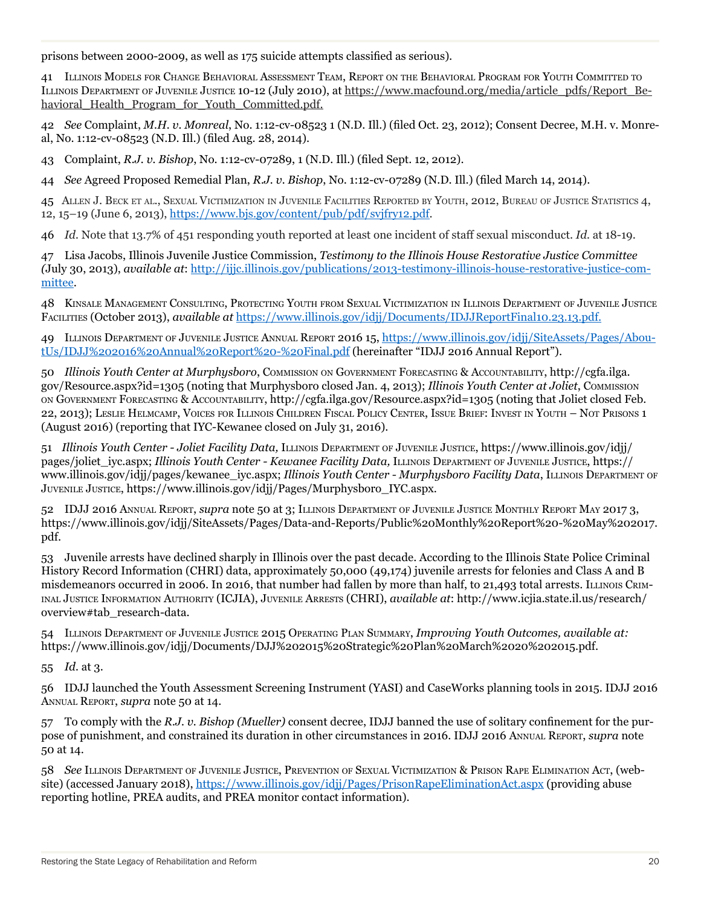prisons between 2000-2009, as well as 175 suicide attempts classified as serious).

41 Illinois Models for Change Behavioral Assessment Team, Report on the Behavioral Program for Youth Committed to Illinois Department of Juvenile Justice 10-12 (July 2010), at https://www.macfound.org/media/article_pdfs/Report_Behavioral_Health_Program_for_Youth_Committed.pdf.

42 *See* Complaint, *M.H. v. Monreal*, No. 1:12-cv-08523 1 (N.D. Ill.) (filed Oct. 23, 2012); Consent Decree, M.H. v. Monreal, No. 1:12-cv-08523 (N.D. Ill.) (filed Aug. 28, 2014).

43 Complaint, *R.J. v. Bishop*, No. 1:12-cv-07289, 1 (N.D. Ill.) (filed Sept. 12, 2012).

44 *See* Agreed Proposed Remedial Plan, *R.J. v. Bishop*, No. 1:12-cv-07289 (N.D. Ill.) (filed March 14, 2014).

45 Allen J. Beck et al., Sexual Victimization in Juvenile Facilities Reported by Youth, 2012, Bureau of Justice Statistics 4, 12, 15–19 (June 6, 2013), https://www.bjs.gov/content/pub/pdf/svjfry12.pdf.

46 *Id.* Note that 13.7% of 451 responding youth reported at least one incident of staff sexual misconduct. *Id.* at 18-19.

47 Lisa Jacobs, Illinois Juvenile Justice Commission, *Testimony to the Illinois House Restorative Justice Committee (*July 30, 2013), *available at*: http://ijjc.illinois.gov/publications/2013-testimony-illinois-house-restorative-justice-committee.

48 Kinsale Management Consulting, Protecting Youth from Sexual Victimization in Illinois Department of Juvenile Justice Facilities (October 2013), *available at* https://www.illinois.gov/idjj/Documents/IDJJReportFinal10.23.13.pdf.

49 Illinois Department of Juvenile Justice Annual Report 2016 15, https://www.illinois.gov/idjj/SiteAssets/Pages/AboutUs/IDJJ%202016%20Annual%20Report%20-%20Final.pdf (hereinafter "IDJJ 2016 Annual Report").

50 *Illinois Youth Center at Murphysboro*, Commission on Government Forecasting & Accountability, http://cgfa.ilga.gov/Resource.aspx?id=1305 (noting that Murphysboro closed Jan. 4, 2013); *Illinois Youth Center at Joliet*, Commission on Government Forecasting & Accountability, http://cgfa.ilga.gov/Resource.aspx?id=1305 (noting that Joliet closed Feb. 22, 2013); Leslie Helmcamp, Voices for Illinois Children Fiscal Policy Center, Issue Brief: Invest in Youth – Not Prisons 1 (August 2016) (reporting that IYC-Kewanee closed on July 31, 2016).

51 *Illinois Youth Center - Joliet Facility Data,* Illinois Department of Juvenile Justice, https://www.illinois.gov/idjj/pages/joliet_iyc.aspx; *Illinois Youth Center - Kewanee Facility Data,* Illinois Department of Juvenile Justice, https://www.illinois.gov/idjj/pages/kewanee_iyc.aspx; *Illinois Youth Center - Murphysboro Facility Data*, Illinois Department of Juvenile Justice, https://www.illinois.gov/idjj/Pages/Murphysboro_IYC.aspx.

52 IDJJ 2016 Annual Report, *supra* note 50 at 3; Illinois Department of Juvenile Justice Monthly Report May 2017 3, https://www.illinois.gov/idjj/SiteAssets/Pages/Data-and-Reports/Public%20Monthly%20Report%20-%20May%202017.pdf.

53 Juvenile arrests have declined sharply in Illinois over the past decade. According to the Illinois State Police Criminal History Record Information (CHRI) data, approximately 50,000 (49,174) juvenile arrests for felonies and Class A and B misdemeanors occurred in 2006. In 2016, that number had fallen by more than half, to 21,493 total arrests. Illinois Criminal Justice Information Authority (ICJIA), Juvenile Arrests (CHRI), *available at*: http://www.icjia.state.il.us/research/overview#tab_research-data.

54 Illinois Department of Juvenile Justice 2015 Operating Plan Summary, *Improving Youth Outcomes, available at:* https://www.illinois.gov/idjj/Documents/DJJ%202015%20Strategic%20Plan%20March%2020%202015.pdf.

55 *Id.* at 3.

56 IDJJ launched the Youth Assessment Screening Instrument (YASI) and CaseWorks planning tools in 2015. IDJJ 2016 Annual Report, *supra* note 50 at 14.

57 To comply with the *R.J. v. Bishop (Mueller)* consent decree, IDJJ banned the use of solitary confinement for the purpose of punishment, and constrained its duration in other circumstances in 2016. IDJJ 2016 Annual Report, *supra* note 50 at 14.

58 *See* Illinois Department of Juvenile Justice, Prevention of Sexual Victimization & Prison Rape Elimination Act, (website) (accessed January 2018), https://www.illinois.gov/idjj/Pages/PrisonRapeEliminationAct.aspx (providing abuse reporting hotline, PREA audits, and PREA monitor contact information).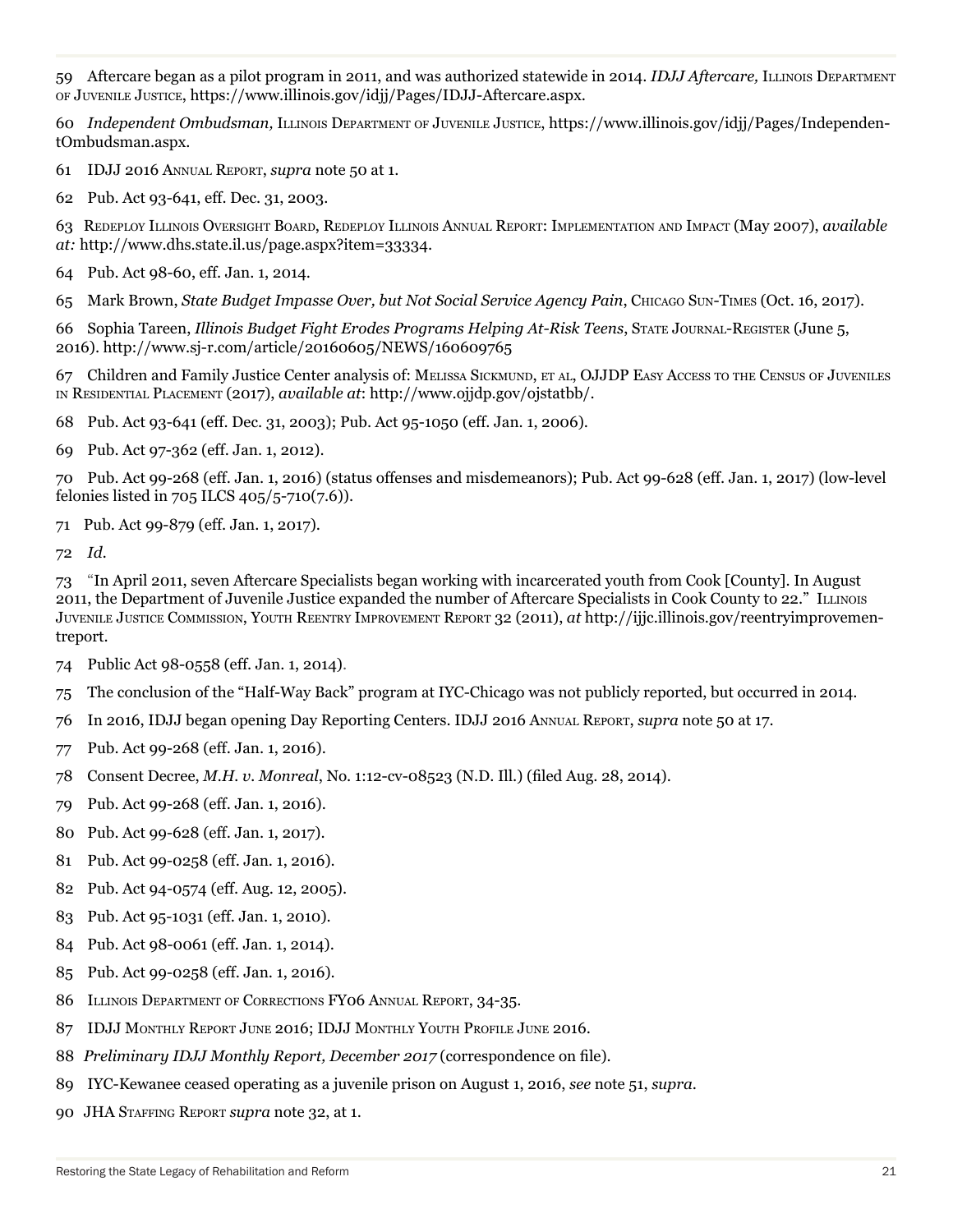59 Aftercare began as a pilot program in 2011, and was authorized statewide in 2014. *IDJJ Aftercare,* Illinois Department of Juvenile Justice, https://www.illinois.gov/idjj/Pages/IDJJ-Aftercare.aspx.

60 *Independent Ombudsman,* Illinois Department of Juvenile Justice, https://www.illinois.gov/idjj/Pages/IndependentOmbudsman.aspx.

61 IDJJ 2016 Annual Report, *supra* note 50 at 1.

62 Pub. Act 93-641, eff. Dec. 31, 2003.

63 Redeploy Illinois Oversight Board, Redeploy Illinois Annual Report: Implementation and Impact (May 2007), *available at:* http://www.dhs.state.il.us/page.aspx?item=33334.

64 Pub. Act 98-60, eff. Jan. 1, 2014.

65 Mark Brown, *State Budget Impasse Over, but Not Social Service Agency Pain*, Chicago Sun-Times (Oct. 16, 2017).

66 Sophia Tareen, *Illinois Budget Fight Erodes Programs Helping At-Risk Teens*, State Journal-Register (June 5, 2016). http://www.sj-r.com/article/20160605/NEWS/160609765

67 Children and Family Justice Center analysis of: Melissa Sickmund, et al, OJJDP Easy Access to the Census of Juveniles in Residential Placement (2017), *available at*: http://www.ojjdp.gov/ojstatbb/.

68 Pub. Act 93-641 (eff. Dec. 31, 2003); Pub. Act 95-1050 (eff. Jan. 1, 2006).

69 Pub. Act 97-362 (eff. Jan. 1, 2012).

70 Pub. Act 99-268 (eff. Jan. 1, 2016) (status offenses and misdemeanors); Pub. Act 99-628 (eff. Jan. 1, 2017) (low-level felonies listed in 705 ILCS 405/5-710(7.6)).

71 Pub. Act 99-879 (eff. Jan. 1, 2017).

72 *Id.*

73 "In April 2011, seven Aftercare Specialists began working with incarcerated youth from Cook [County]. In August 2011, the Department of Juvenile Justice expanded the number of Aftercare Specialists in Cook County to 22." Illinois Juvenile Justice Commission, Youth Reentry Improvement Report 32 (2011), *at* http://ijjc.illinois.gov/reentryimprovementreport.

74 Public Act 98-0558 (eff. Jan. 1, 2014).

75 The conclusion of the "Half-Way Back" program at IYC-Chicago was not publicly reported, but occurred in 2014.

76 In 2016, IDJJ began opening Day Reporting Centers. IDJJ 2016 Annual Report, *supra* note 50 at 17.

77 Pub. Act 99-268 (eff. Jan. 1, 2016).

78 Consent Decree, *M.H. v. Monreal*, No. 1:12-cv-08523 (N.D. Ill.) (filed Aug. 28, 2014).

79 Pub. Act 99-268 (eff. Jan. 1, 2016).

80 Pub. Act 99-628 (eff. Jan. 1, 2017).

81 Pub. Act 99-0258 (eff. Jan. 1, 2016).

82 Pub. Act 94-0574 (eff. Aug. 12, 2005).

83 Pub. Act 95-1031 (eff. Jan. 1, 2010).

84 Pub. Act 98-0061 (eff. Jan. 1, 2014).

85 Pub. Act 99-0258 (eff. Jan. 1, 2016).

86 Illinois Department of Corrections FY06 Annual Report, 34-35.

87 IDJJ Monthly Report June 2016; IDJJ Monthly Youth Profile June 2016.

88 *Preliminary IDJJ Monthly Report, December 2017* (correspondence on file).

89 IYC-Kewanee ceased operating as a juvenile prison on August 1, 2016, *see* note 51, *supra*.

90 JHA Staffing Report *supra* note 32, at 1.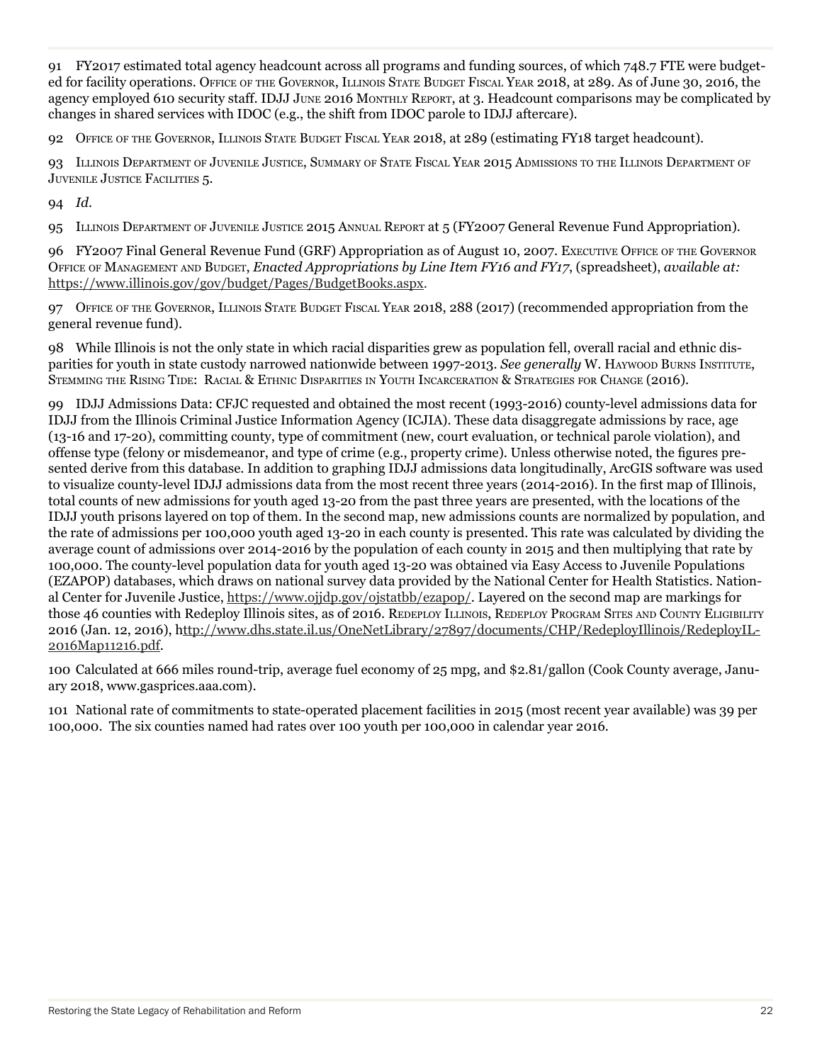91 FY2017 estimated total agency headcount across all programs and funding sources, of which 748.7 FTE were budgeted for facility operations. Office of the Governor, Illinois State Budget Fiscal Year 2018, at 289. As of June 30, 2016, the agency employed 610 security staff. IDJJ June 2016 Monthly Report, at 3. Headcount comparisons may be complicated by changes in shared services with IDOC (e.g., the shift from IDOC parole to IDJJ aftercare).

92 Office of the Governor, Illinois State Budget Fiscal Year 2018, at 289 (estimating FY18 target headcount).

93 Illinois Department of Juvenile Justice, Summary of State Fiscal Year 2015 Admissions to the Illinois Department of Juvenile Justice Facilities 5.

94 *Id.*

95 Illinois Department of Juvenile Justice 2015 Annual Report at 5 (FY2007 General Revenue Fund Appropriation).

96 FY2007 Final General Revenue Fund (GRF) Appropriation as of August 10, 2007. Executive Office of the Governor Office of Management and Budget, *Enacted Appropriations by Line Item FY16 and FY17*, (spreadsheet), *available at:* https://www.illinois.gov/gov/budget/Pages/BudgetBooks.aspx.

97 Office of the Governor, Illinois State Budget Fiscal Year 2018, 288 (2017) (recommended appropriation from the general revenue fund).

98 While Illinois is not the only state in which racial disparities grew as population fell, overall racial and ethnic disparities for youth in state custody narrowed nationwide between 1997-2013. *See generally* W. Haywood Burns Institute, Stemming the Rising Tide: Racial & Ethnic Disparities in Youth Incarceration & Strategies for Change (2016).

99 IDJJ Admissions Data: CFJC requested and obtained the most recent (1993-2016) county-level admissions data for IDJJ from the Illinois Criminal Justice Information Agency (ICJIA). These data disaggregate admissions by race, age (13-16 and 17-20), committing county, type of commitment (new, court evaluation, or technical parole violation), and offense type (felony or misdemeanor, and type of crime (e.g., property crime). Unless otherwise noted, the figures presented derive from this database. In addition to graphing IDJJ admissions data longitudinally, ArcGIS software was used to visualize county-level IDJJ admissions data from the most recent three years (2014-2016). In the first map of Illinois, total counts of new admissions for youth aged 13-20 from the past three years are presented, with the locations of the IDJJ youth prisons layered on top of them. In the second map, new admissions counts are normalized by population, and the rate of admissions per 100,000 youth aged 13-20 in each county is presented. This rate was calculated by dividing the average count of admissions over 2014-2016 by the population of each county in 2015 and then multiplying that rate by 100,000. The county-level population data for youth aged 13-20 was obtained via Easy Access to Juvenile Populations (EZAPOP) databases, which draws on national survey data provided by the National Center for Health Statistics. National Center for Juvenile Justice, https://www.ojjdp.gov/ojstatbb/ezapop/. Layered on the second map are markings for those 46 counties with Redeploy Illinois sites, as of 2016. Redeploy Illinois, Redeploy Program Sites and County Eligibility 2016 (Jan. 12, 2016), http://www.dhs.state.il.us/OneNetLibrary/27897/documents/CHP/RedeployIllinois/RedeployIL-2016Map11216.pdf.

100 Calculated at 666 miles round-trip, average fuel economy of 25 mpg, and $2.81/gallon (Cook County average, January 2018, www.gasprices.aaa.com).

101 National rate of commitments to state-operated placement facilities in 2015 (most recent year available) was 39 per 100,000. The six counties named had rates over 100 youth per 100,000 in calendar year 2016.